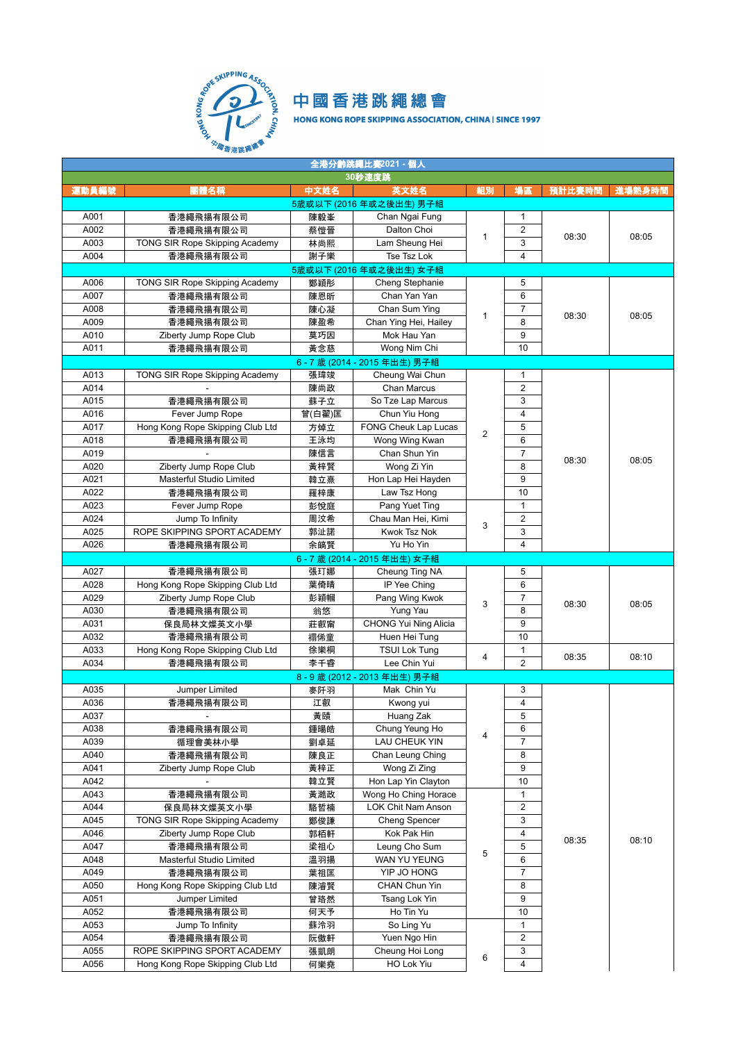# 中國香港跳繩總會

HONG KONG ROPE SKIPPING ASSOCIATION, CHINA | SINCE 1997

## 全港分齡跳繩比賽2021 - 個人

### 30秒速度跳

| 運動員編號 | 團體名稱 | 中文姓名 | 英文姓名 | 組別 | 場區 | 預計比賽時間 | 進場熱身時間 |
|---|---|---|---|---|---|---|---|
| 5歲或以下 (2016 年或之後出生) 男子組 | | | | | | | |
| A001 | 香港繩飛揚有限公司 | 陳毅峯 | Chan Ngai Fung | 1 | 1 | 08:30 | 08:05 |
| A002 | 香港繩飛揚有限公司 | 蔡愷晉 | Dalton Choi | 1 | 2 | 08:30 | 08:05 |
| A003 | TONG SIR Rope Skipping Academy | 林尚熙 | Lam Sheung Hei | 1 | 3 | 08:30 | 08:05 |
| A004 | 香港繩飛揚有限公司 | 謝子樂 | Tse Tsz Lok | 1 | 4 | 08:30 | 08:05 |
| 5歲或以下 (2016 年或之後出生) 女子組 | | | | | | | |
| A006 | TONG SIR Rope Skipping Academy | 鄭穎彤 | Cheng Stephanie | 1 | 5 | 08:30 | 08:05 |
| A007 | 香港繩飛揚有限公司 | 陳恩昕 | Chan Yan Yan | 1 | 6 | 08:30 | 08:05 |
| A008 | 香港繩飛揚有限公司 | 陳心凝 | Chan Sum Ying | 1 | 7 | 08:30 | 08:05 |
| A009 | 香港繩飛揚有限公司 | 陳盈希 | Chan Ying Hei, Hailey | 1 | 8 | 08:30 | 08:05 |
| A010 | Ziberty Jump Rope Club | 莫巧因 | Mok Hau Yan | 1 | 9 | 08:30 | 08:05 |
| A011 | 香港繩飛揚有限公司 | 黃念慈 | Wong Nim Chi | 1 | 10 | 08:30 | 08:05 |
| 6 - 7 歲 (2014 - 2015 年出生) 男子組 | | | | | | | |
| A013 | TONG SIR Rope Skipping Academy | 張瑋竣 | Cheung Wai Chun | 2 | 1 | 08:30 | 08:05 |
| A014 | - | 陳尚政 | Chan Marcus | 2 | 2 | 08:30 | 08:05 |
| A015 | 香港繩飛揚有限公司 | 蘇子立 | So Tze Lap Marcus | 2 | 3 | 08:30 | 08:05 |
| A016 | Fever Jump Rope | 曾(白翟)匡 | Chun Yiu Hong | 2 | 4 | 08:30 | 08:05 |
| A017 | Hong Kong Rope Skipping Club Ltd | 方焯立 | FONG Cheuk Lap Lucas | 2 | 5 | 08:30 | 08:05 |
| A018 | 香港繩飛揚有限公司 | 王泳均 | Wong Wing Kwan | 2 | 6 | 08:30 | 08:05 |
| A019 | - | 陳信言 | Chan Shun Yin | 2 | 7 | 08:30 | 08:05 |
| A020 | Ziberty Jump Rope Club | 黃梓賢 | Wong Zi Yin | 2 | 8 | 08:30 | 08:05 |
| A021 | Masterful Studio Limited | 韓立熹 | Hon Lap Hei Hayden | 2 | 9 | 08:30 | 08:05 |
| A022 | 香港繩飛揚有限公司 | 羅梓康 | Law Tsz Hong | 2 | 10 | 08:30 | 08:05 |
| A023 | Fever Jump Rope | 彭悅庭 | Pang Yuet Ting | 3 | 1 | 08:30 | 08:05 |
| A024 | Jump To Infinity | 周汶希 | Chau Man Hei, Kimi | 3 | 2 | 08:30 | 08:05 |
| A025 | ROPE SKIPPING SPORT ACADEMY | 郭沚諾 | Kwok Tsz Nok | 3 | 3 | 08:30 | 08:05 |
| A026 | 香港繩飛揚有限公司 | 余皜賢 | Yu Ho Yin | 3 | 4 | 08:30 | 08:05 |
| 6 - 7 歲 (2014 - 2015 年出生) 女子組 | | | | | | | |
| A027 | 香港繩飛揚有限公司 | 張玎娜 | Cheung Ting NA | 3 | 5 | 08:30 | 08:05 |
| A028 | Hong Kong Rope Skipping Club Ltd | 葉倚晴 | IP Yee Ching | 3 | 6 | 08:30 | 08:05 |
| A029 | Ziberty Jump Rope Club | 彭穎幗 | Pang Wing Kwok | 3 | 7 | 08:30 | 08:05 |
| A030 | 香港繩飛揚有限公司 | 翁悠 | Yung Yau | 3 | 8 | 08:30 | 08:05 |
| A031 | 保良局林文燦英文小學 | 莊叡甯 | CHONG Yui Ning Alicia | 3 | 9 | 08:30 | 08:05 |
| A032 | 香港繩飛揚有限公司 | 禤俙童 | Huen Hei Tung | 3 | 10 | 08:30 | 08:05 |
| A033 | Hong Kong Rope Skipping Club Ltd | 徐樂桐 | TSUI Lok Tung | 4 | 1 | 08:35 | 08:10 |
| A034 | 香港繩飛揚有限公司 | 李千睿 | Lee Chin Yui | 4 | 2 | 08:35 | 08:10 |
| 8 - 9 歲 (2012 - 2013 年出生) 男子組 | | | | | | | |
| A035 | Jumper Limited | 麥阡羽 | Mak Chin Yu | 4 | 3 | 08:35 | 08:10 |
| A036 | 香港繩飛揚有限公司 | 江叡 | Kwong yui | 4 | 4 | 08:35 | 08:10 |
| A037 | - | 黃賾 | Huang Zak | 4 | 5 | 08:35 | 08:10 |
| A038 | 香港繩飛揚有限公司 | 鍾暘皓 | Chung Yeung Ho | 4 | 6 | 08:35 | 08:10 |
| A039 | 循理會美林小學 | 劉卓延 | LAU CHEUK YIN | 4 | 7 | 08:35 | 08:10 |
| A040 | 香港繩飛揚有限公司 | 陳良正 | Chan Leung Ching | 4 | 8 | 08:35 | 08:10 |
| A041 | Ziberty Jump Rope Club | 黃梓正 | Wong Zi Zing | 4 | 9 | 08:35 | 08:10 |
| A042 | - | 韓立賢 | Hon Lap Yin Clayton | 4 | 10 | 08:35 | 08:10 |
| A043 | 香港繩飛揚有限公司 | 黃澔政 | Wong Ho Ching Horace | 5 | 1 | 08:35 | 08:10 |
| A044 | 保良局林文燦英文小學 | 駱哲楠 | LOK Chit Nam Anson | 5 | 2 | 08:35 | 08:10 |
| A045 | TONG SIR Rope Skipping Academy | 鄭俊謙 | Cheng Spencer | 5 | 3 | 08:35 | 08:10 |
| A046 | Ziberty Jump Rope Club | 郭栢軒 | Kok Pak Hin | 5 | 4 | 08:35 | 08:10 |
| A047 | 香港繩飛揚有限公司 | 梁祖心 | Leung Cho Sum | 5 | 5 | 08:35 | 08:10 |
| A048 | Masterful Studio Limited | 溫羽揚 | WAN YU YEUNG | 5 | 6 | 08:35 | 08:10 |
| A049 | 香港繩飛揚有限公司 | 葉祖匡 | YIP JO HONG | 5 | 7 | 08:35 | 08:10 |
| A050 | Hong Kong Rope Skipping Club Ltd | 陳濬賢 | CHAN Chun Yin | 5 | 8 | 08:35 | 08:10 |
| A051 | Jumper Limited | 曾珞然 | Tsang Lok Yin | 5 | 9 | 08:35 | 08:10 |
| A052 | 香港繩飛揚有限公司 | 何天予 | Ho Tin Yu | 5 | 10 | 08:35 | 08:10 |
| A053 | Jump To Infinity | 蘇泠羽 | So Ling Yu | 6 | 1 | 08:35 | 08:10 |
| A054 | 香港繩飛揚有限公司 | 阮傲軒 | Yuen Ngo Hin | 6 | 2 | 08:35 | 08:10 |
| A055 | ROPE SKIPPING SPORT ACADEMY | 張凱朗 | Cheung Hoi Long | 6 | 3 | 08:35 | 08:10 |
| A056 | Hong Kong Rope Skipping Club Ltd | 何樂堯 | HO Lok Yiu | 6 | 4 | 08:35 | 08:10 |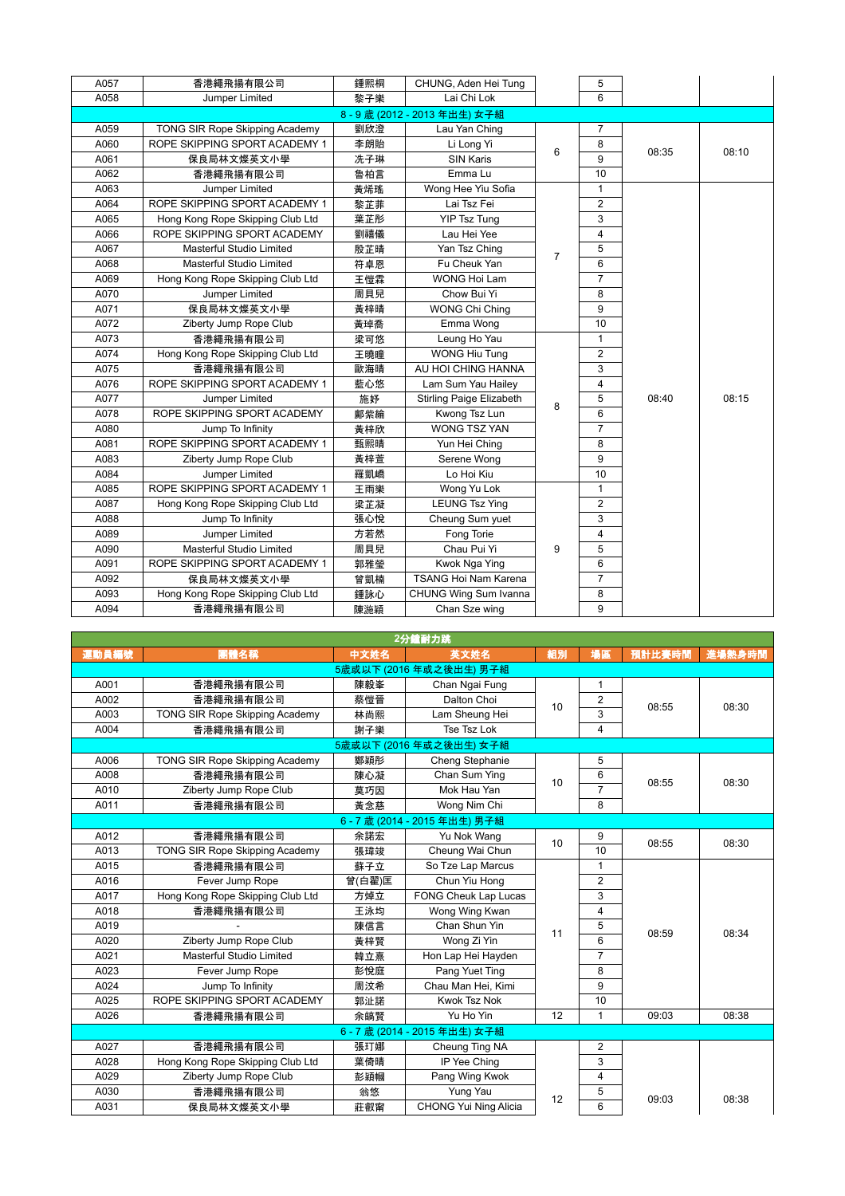| | | | | | | | |
|---|---|---|---|---|---|---|---|
| A057 | 香港繩飛揚有限公司 | 鍾熙桐 | CHUNG, Aden Hei Tung | | 5 | | |
| A058 | Jumper Limited | 黎子樂 | Lai Chi Lok | | 6 | | |
| 8 - 9 歲 (2012 - 2013 年出生) 女子組 | | | | | | | |
| A059 | TONG SIR Rope Skipping Academy | 劉欣澄 | Lau Yan Ching | 6 | 7 | 08:35 | 08:10 |
| A060 | ROPE SKIPPING SPORT ACADEMY 1 | 李朗貽 | Li Long Yi | | 8 | | |
| A061 | 保良局林文燦英文小學 | 冼子琳 | SIN Karis | | 9 | | |
| A062 | 香港繩飛揚有限公司 | 魯柏言 | Emma Lu | | 10 | | |
| A063 | Jumper Limited | 黃烯瑤 | Wong Hee Yiu Sofia | 7 | 1 | 08:40 | 08:15 |
| A064 | ROPE SKIPPING SPORT ACADEMY 1 | 黎芷菲 | Lai Tsz Fei | | 2 | | |
| A065 | Hong Kong Rope Skipping Club Ltd | 葉芷彤 | YIP Tsz Tung | | 3 | | |
| A066 | ROPE SKIPPING SPORT ACADEMY | 劉禧儀 | Lau Hei Yee | | 4 | | |
| A067 | Masterful Studio Limited | 殷芷晴 | Yan Tsz Ching | | 5 | | |
| A068 | Masterful Studio Limited | 符卓恩 | Fu Cheuk Yan | | 6 | | |
| A069 | Hong Kong Rope Skipping Club Ltd | 王愷霖 | WONG Hoi Lam | | 7 | | |
| A070 | Jumper Limited | 周貝兒 | Chow Bui Yi | | 8 | | |
| A071 | 保良局林文燦英文小學 | 黃梓晴 | WONG Chi Ching | | 9 | | |
| A072 | Ziberty Jump Rope Club | 黃埣喬 | Emma Wong | | 10 | | |
| A073 | 香港繩飛揚有限公司 | 梁可悠 | Leung Ho Yau | 8 | 1 | | |
| A074 | Hong Kong Rope Skipping Club Ltd | 王曉瞳 | WONG Hiu Tung | | 2 | | |
| A075 | 香港繩飛揚有限公司 | 歐海晴 | AU HOI CHING HANNA | | 3 | | |
| A076 | ROPE SKIPPING SPORT ACADEMY 1 | 藍心悠 | Lam Sum Yau Hailey | | 4 | | |
| A077 | Jumper Limited | 施婷 | Stirling Paige Elizabeth | | 5 | | |
| A078 | ROPE SKIPPING SPORT ACADEMY | 鄺紫綸 | Kwong Tsz Lun | | 6 | | |
| A080 | Jump To Infinity | 黃梓欣 | WONG TSZ YAN | | 7 | | |
| A081 | ROPE SKIPPING SPORT ACADEMY 1 | 甄熙晴 | Yun Hei Ching | | 8 | | |
| A083 | Ziberty Jump Rope Club | 黃梓萱 | Serene Wong | | 9 | | |
| A084 | Jumper Limited | 羅凱嶠 | Lo Hoi Kiu | | 10 | | |
| A085 | ROPE SKIPPING SPORT ACADEMY 1 | 王雨樂 | Wong Yu Lok | 9 | 1 | | |
| A087 | Hong Kong Rope Skipping Club Ltd | 梁芷凝 | LEUNG Tsz Ying | | 2 | | |
| A088 | Jump To Infinity | 張心悅 | Cheung Sum yuet | | 3 | | |
| A089 | Jumper Limited | 方若然 | Fong Torie | | 4 | | |
| A090 | Masterful Studio Limited | 周貝兒 | Chau Pui Yi | | 5 | | |
| A091 | ROPE SKIPPING SPORT ACADEMY 1 | 郭雅瑩 | Kwok Nga Ying | | 6 | | |
| A092 | 保良局林文燦英文小學 | 曾凱楠 | TSANG Hoi Nam Karena | | 7 | | |
| A093 | Hong Kong Rope Skipping Club Ltd | 鍾詠心 | CHUNG Wing Sum Ivanna | | 8 | | |
| A094 | 香港繩飛揚有限公司 | 陳施穎 | Chan Sze wing | | 9 | | |

**2分鐘耐力跳**

| 運動員編號 | 團體名稱 | 中文姓名 | 英文姓名 | 組別 | 場區 | 預計比賽時間 | 進場熱身時間 |
|---|---|---|---|---|---|---|---|
| 5歲或以下 (2016 年或之後出生) 男子組 | | | | | | | |
| A001 | 香港繩飛揚有限公司 | 陳毅峯 | Chan Ngai Fung | 10 | 1 | 08:55 | 08:30 |
| A002 | 香港繩飛揚有限公司 | 蔡愷晉 | Dalton Choi | | 2 | | |
| A003 | TONG SIR Rope Skipping Academy | 林尚熙 | Lam Sheung Hei | | 3 | | |
| A004 | 香港繩飛揚有限公司 | 謝子樂 | Tse Tsz Lok | | 4 | | |
| 5歲或以下 (2016 年或之後出生) 女子組 | | | | | | | |
| A006 | TONG SIR Rope Skipping Academy | 鄭穎彤 | Cheng Stephanie | 10 | 5 | 08:55 | 08:30 |
| A008 | 香港繩飛揚有限公司 | 陳心凝 | Chan Sum Ying | | 6 | | |
| A010 | Ziberty Jump Rope Club | 莫巧因 | Mok Hau Yan | | 7 | | |
| A011 | 香港繩飛揚有限公司 | 黃念慈 | Wong Nim Chi | | 8 | | |
| 6 - 7 歲 (2014 - 2015 年出生) 男子組 | | | | | | | |
| A012 | 香港繩飛揚有限公司 | 余諾宏 | Yu Nok Wang | 10 | 9 | 08:55 | 08:30 |
| A013 | TONG SIR Rope Skipping Academy | 張瑋竣 | Cheung Wai Chun | | 10 | | |
| A015 | 香港繩飛揚有限公司 | 蘇子立 | So Tze Lap Marcus | 11 | 1 | 08:59 | 08:34 |
| A016 | Fever Jump Rope | 曾(白翟)匡 | Chun Yiu Hong | | 2 | | |
| A017 | Hong Kong Rope Skipping Club Ltd | 方焯立 | FONG Cheuk Lap Lucas | | 3 | | |
| A018 | 香港繩飛揚有限公司 | 王泳均 | Wong Wing Kwan | | 4 | | |
| A019 | - | 陳信言 | Chan Shun Yin | | 5 | | |
| A020 | Ziberty Jump Rope Club | 黃梓賢 | Wong Zi Yin | | 6 | | |
| A021 | Masterful Studio Limited | 韓立熹 | Hon Lap Hei Hayden | | 7 | | |
| A023 | Fever Jump Rope | 彭悅庭 | Pang Yuet Ting | | 8 | | |
| A024 | Jump To Infinity | 周汶希 | Chau Man Hei, Kimi | | 9 | | |
| A025 | ROPE SKIPPING SPORT ACADEMY | 郭祉諾 | Kwok Tsz Nok | | 10 | | |
| A026 | 香港繩飛揚有限公司 | 余皜賢 | Yu Ho Yin | 12 | 1 | 09:03 | 08:38 |
| 6 - 7 歲 (2014 - 2015 年出生) 女子組 | | | | | | | |
| A027 | 香港繩飛揚有限公司 | 張玎娜 | Cheung Ting NA | 12 | 2 | 09:03 | 08:38 |
| A028 | Hong Kong Rope Skipping Club Ltd | 葉倚晴 | IP Yee Ching | | 3 | | |
| A029 | Ziberty Jump Rope Club | 彭穎幗 | Pang Wing Kwok | | 4 | | |
| A030 | 香港繩飛揚有限公司 | 翁悠 | Yung Yau | | 5 | | |
| A031 | 保良局林文燦英文小學 | 莊叡甯 | CHONG Yui Ning Alicia | | 6 | | |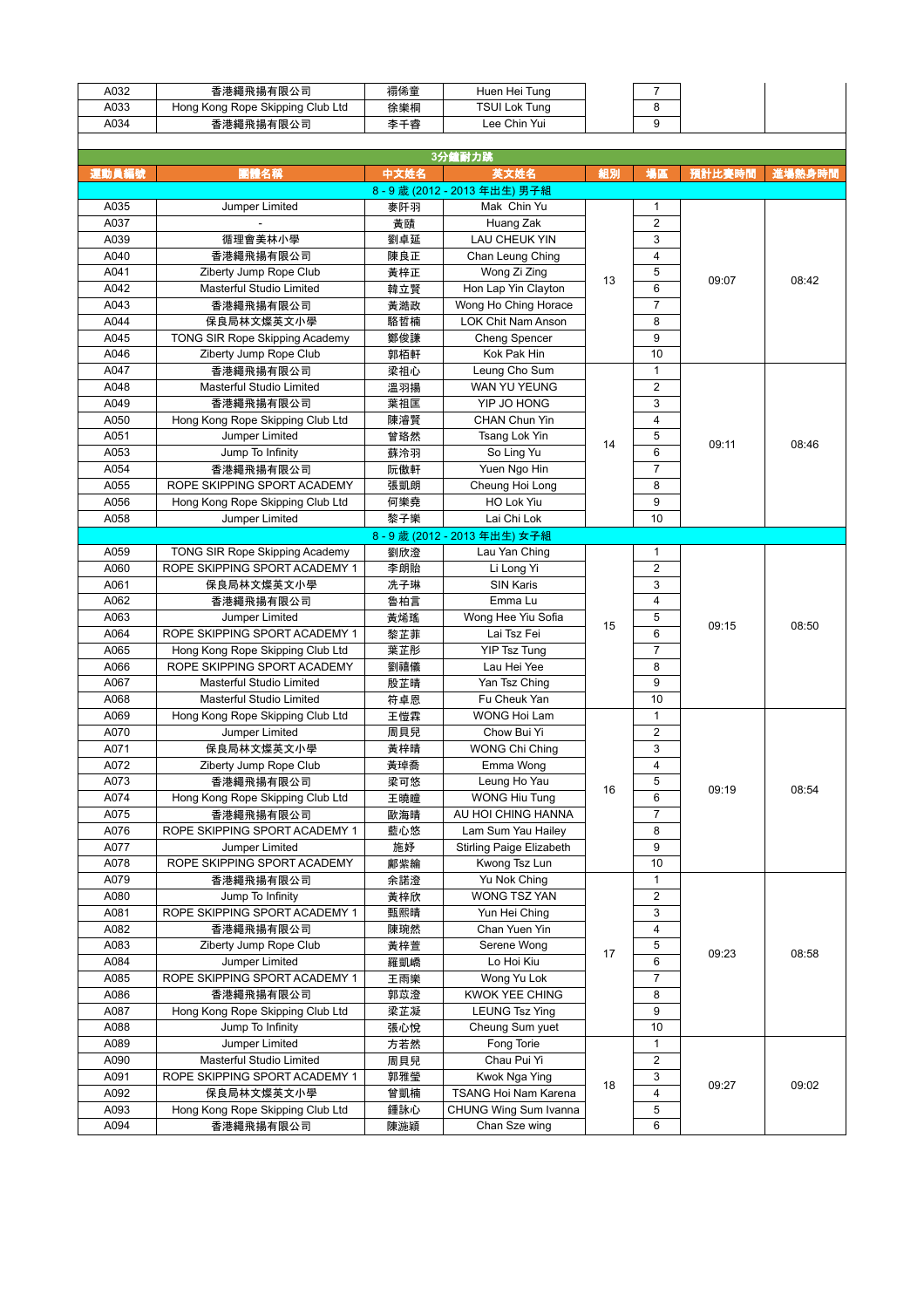| A032 | 香港繩飛揚有限公司 | 禤俙童 | Huen Hei Tung | | 7 | | |
|---|---|---|---|---|---|---|---|
| A033 | Hong Kong Rope Skipping Club Ltd | 徐樂桐 | TSUI Lok Tung | | 8 | | |
| A034 | 香港繩飛揚有限公司 | 李千睿 | Lee Chin Yui | | 9 | | |

**3分鐘耐力跳**

| 運動員編號 | 團體名稱 | 中文姓名 | 英文姓名 | 組別 | 場區 | 預計比賽時間 | 進場熱身時間 |
|---|---|---|---|---|---|---|---|
| 8 - 9 歲 (2012 - 2013 年出生) 男子組 | | | | | | | |
| A035 | Jumper Limited | 麥阡羽 | Mak Chin Yu | 13 | 1 | 09:07 | 08:42 |
| A037 | - | 黃賾 | Huang Zak | | 2 | | |
| A039 | 循理會美林小學 | 劉卓延 | LAU CHEUK YIN | | 3 | | |
| A040 | 香港繩飛揚有限公司 | 陳良正 | Chan Leung Ching | | 4 | | |
| A041 | Ziberty Jump Rope Club | 黃梓正 | Wong Zi Zing | | 5 | | |
| A042 | Masterful Studio Limited | 韓立賢 | Hon Lap Yin Clayton | | 6 | | |
| A043 | 香港繩飛揚有限公司 | 黃澔政 | Wong Ho Ching Horace | | 7 | | |
| A044 | 保良局林文燦英文小學 | 駱哲楠 | LOK Chit Nam Anson | | 8 | | |
| A045 | TONG SIR Rope Skipping Academy | 鄭俊謙 | Cheng Spencer | | 9 | | |
| A046 | Ziberty Jump Rope Club | 郭栢軒 | Kok Pak Hin | | 10 | | |
| A047 | 香港繩飛揚有限公司 | 梁祖心 | Leung Cho Sum | 14 | 1 | 09:11 | 08:46 |
| A048 | Masterful Studio Limited | 溫羽揚 | WAN YU YEUNG | | 2 | | |
| A049 | 香港繩飛揚有限公司 | 葉祖匡 | YIP JO HONG | | 3 | | |
| A050 | Hong Kong Rope Skipping Club Ltd | 陳濬賢 | CHAN Chun Yin | | 4 | | |
| A051 | Jumper Limited | 曾珞然 | Tsang Lok Yin | | 5 | | |
| A053 | Jump To Infinity | 蘇泠羽 | So Ling Yu | | 6 | | |
| A054 | 香港繩飛揚有限公司 | 阮傲軒 | Yuen Ngo Hin | | 7 | | |
| A055 | ROPE SKIPPING SPORT ACADEMY | 張凱朗 | Cheung Hoi Long | | 8 | | |
| A056 | Hong Kong Rope Skipping Club Ltd | 何樂堯 | HO Lok Yiu | | 9 | | |
| A058 | Jumper Limited | 黎子樂 | Lai Chi Lok | | 10 | | |
| 8 - 9 歲 (2012 - 2013 年出生) 女子組 | | | | | | | |
| A059 | TONG SIR Rope Skipping Academy | 劉欣澄 | Lau Yan Ching | 15 | 1 | 09:15 | 08:50 |
| A060 | ROPE SKIPPING SPORT ACADEMY 1 | 李朗貽 | Li Long Yi | | 2 | | |
| A061 | 保良局林文燦英文小學 | 冼子琳 | SIN Karis | | 3 | | |
| A062 | 香港繩飛揚有限公司 | 魯柏言 | Emma Lu | | 4 | | |
| A063 | Jumper Limited | 黃烯瑤 | Wong Hee Yiu Sofia | | 5 | | |
| A064 | ROPE SKIPPING SPORT ACADEMY 1 | 黎芷菲 | Lai Tsz Fei | | 6 | | |
| A065 | Hong Kong Rope Skipping Club Ltd | 葉芷彤 | YIP Tsz Tung | | 7 | | |
| A066 | ROPE SKIPPING SPORT ACADEMY | 劉禧儀 | Lau Hei Yee | | 8 | | |
| A067 | Masterful Studio Limited | 殷芷晴 | Yan Tsz Ching | | 9 | | |
| A068 | Masterful Studio Limited | 符卓恩 | Fu Cheuk Yan | | 10 | | |
| A069 | Hong Kong Rope Skipping Club Ltd | 王愷霖 | WONG Hoi Lam | 16 | 1 | 09:19 | 08:54 |
| A070 | Jumper Limited | 周貝兒 | Chow Bui Yi | | 2 | | |
| A071 | 保良局林文燦英文小學 | 黃梓晴 | WONG Chi Ching | | 3 | | |
| A072 | Ziberty Jump Rope Club | 黃琸喬 | Emma Wong | | 4 | | |
| A073 | 香港繩飛揚有限公司 | 梁可悠 | Leung Ho Yau | | 5 | | |
| A074 | Hong Kong Rope Skipping Club Ltd | 王曉曈 | WONG Hiu Tung | | 6 | | |
| A075 | 香港繩飛揚有限公司 | 歐海晴 | AU HOI CHING HANNA | | 7 | | |
| A076 | ROPE SKIPPING SPORT ACADEMY 1 | 藍心悠 | Lam Sum Yau Hailey | | 8 | | |
| A077 | Jumper Limited | 施妤 | Stirling Paige Elizabeth | | 9 | | |
| A078 | ROPE SKIPPING SPORT ACADEMY | 鄺紫綸 | Kwong Tsz Lun | | 10 | | |
| A079 | 香港繩飛揚有限公司 | 余諾澄 | Yu Nok Ching | 17 | 1 | 09:23 | 08:58 |
| A080 | Jump To Infinity | 黃梓欣 | WONG TSZ YAN | | 2 | | |
| A081 | ROPE SKIPPING SPORT ACADEMY 1 | 甄熙晴 | Yun Hei Ching | | 3 | | |
| A082 | 香港繩飛揚有限公司 | 陳琬然 | Chan Yuen Yin | | 4 | | |
| A083 | Ziberty Jump Rope Club | 黃梓萱 | Serene Wong | | 5 | | |
| A084 | Jumper Limited | 羅凱嶠 | Lo Hoi Kiu | | 6 | | |
| A085 | ROPE SKIPPING SPORT ACADEMY 1 | 王雨樂 | Wong Yu Lok | | 7 | | |
| A086 | 香港繩飛揚有限公司 | 郭苡澄 | KWOK YEE CHING | | 8 | | |
| A087 | Hong Kong Rope Skipping Club Ltd | 梁芷凝 | LEUNG Tsz Ying | | 9 | | |
| A088 | Jump To Infinity | 張心悅 | Cheung Sum yuet | | 10 | | |
| A089 | Jumper Limited | 方若然 | Fong Torie | 18 | 1 | 09:27 | 09:02 |
| A090 | Masterful Studio Limited | 周貝兒 | Chau Pui Yi | | 2 | | |
| A091 | ROPE SKIPPING SPORT ACADEMY 1 | 郭雅瑩 | Kwok Nga Ying | | 3 | | |
| A092 | 保良局林文燦英文小學 | 曾凱楠 | TSANG Hoi Nam Karena | | 4 | | |
| A093 | Hong Kong Rope Skipping Club Ltd | 鍾詠心 | CHUNG Wing Sum Ivanna | | 5 | | |
| A094 | 香港繩飛揚有限公司 | 陳施穎 | Chan Sze wing | | 6 | | |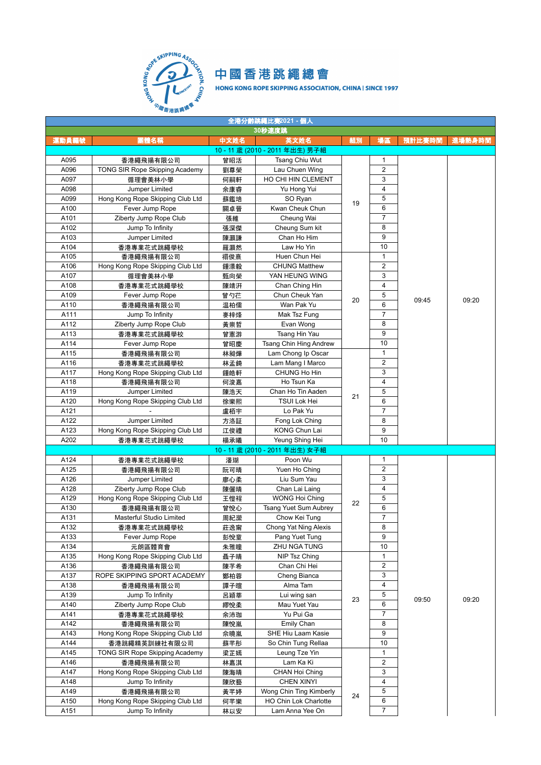# 中國香港跳繩總會

HONG KONG ROPE SKIPPING ASSOCIATION, CHINA | SINCE 1997

## 全港分齡跳繩比賽2021 - 個人

### 30秒速度跳

| 運動員編號 | 團體名稱 | 中文姓名 | 英文姓名 | 組別 | 場區 | 預計比賽時間 | 進場熱身時間 |
|---|---|---|---|---|---|---|---|
| 10 - 11 歲 (2010 - 2011 年出生) 男子組 | | | | | | | |
| A095 | 香港繩飛揚有限公司 | 曾昭活 | Tsang Chiu Wut | 19 | 1 | 09:45 | 09:20 |
| A096 | TONG SIR Rope Skipping Academy | 劉尊榮 | Lau Chuen Wing | 19 | 2 | 09:45 | 09:20 |
| A097 | 循理會美林小學 | 何嗣軒 | HO CHI HIN CLEMENT | 19 | 3 | 09:45 | 09:20 |
| A098 | Jumper Limited | 余康睿 | Yu Hong Yui | 19 | 4 | 09:45 | 09:20 |
| A099 | Hong Kong Rope Skipping Club Ltd | 蘇鑑培 | SO Ryan | 19 | 5 | 09:45 | 09:20 |
| A100 | Fever Jump Rope | 關卓晉 | Kwan Cheuk Chun | 19 | 6 | 09:45 | 09:20 |
| A101 | Ziberty Jump Rope Club | 張維 | Cheung Wai | 19 | 7 | 09:45 | 09:20 |
| A102 | Jump To Infinity | 張深傑 | Cheung Sum kit | 19 | 8 | 09:45 | 09:20 |
| A103 | Jumper Limited | 陳灝謙 | Chan Ho Him | 19 | 9 | 09:45 | 09:20 |
| A104 | 香港專業花式跳繩學校 | 羅灝然 | Law Ho Yin | 19 | 10 | 09:45 | 09:20 |
| A105 | 香港繩飛揚有限公司 | 禤俊熹 | Huen Chun Hei | 20 | 1 | 09:45 | 09:20 |
| A106 | Hong Kong Rope Skipping Club Ltd | 鍾漯毅 | CHUNG Matthew | 20 | 2 | 09:45 | 09:20 |
| A107 | 循理會美林小學 | 甄向榮 | YAN HEUNG WING | 20 | 3 | 09:45 | 09:20 |
| A108 | 香港專業花式跳繩學校 | 陳靖汧 | Chan Ching Hin | 20 | 4 | 09:45 | 09:20 |
| A109 | Fever Jump Rope | 曾勺芷 | Chun Cheuk Yan | 20 | 5 | 09:45 | 09:20 |
| A110 | 香港繩飛揚有限公司 | 温柏儒 | Wan Pak Yu | 20 | 6 | 09:45 | 09:20 |
| A111 | Jump To Infinity | 麥梓烽 | Mak Tsz Fung | 20 | 7 | 09:45 | 09:20 |
| A112 | Ziberty Jump Rope Club | 黃崇哲 | Evan Wong | 20 | 8 | 09:45 | 09:20 |
| A113 | 香港專業花式跳繩學校 | 曾憲游 | Tsang Hin Yau | 20 | 9 | 09:45 | 09:20 |
| A114 | Fever Jump Rope | 曾昭慶 | Tsang Chin Hing Andrew | 20 | 10 | 09:45 | 09:20 |
| A115 | 香港繩飛揚有限公司 | 林昶燁 | Lam Chong Ip Oscar | 21 | 1 | 09:45 | 09:20 |
| A116 | 香港專業花式跳繩學校 | 林孟錡 | Lam Mang I Marco | 21 | 2 | 09:45 | 09:20 |
| A117 | Hong Kong Rope Skipping Club Ltd | 鍾皓軒 | CHUNG Ho Hin | 21 | 3 | 09:45 | 09:20 |
| A118 | 香港繩飛揚有限公司 | 何浚嘉 | Ho Tsun Ka | 21 | 4 | 09:45 | 09:20 |
| A119 | Jumper Limited | 陳浩天 | Chan Ho Tin Aaden | 21 | 5 | 09:45 | 09:20 |
| A120 | Hong Kong Rope Skipping Club Ltd | 徐樂熙 | TSUI Lok Hei | 21 | 6 | 09:45 | 09:20 |
| A121 | - | 盧栢宇 | Lo Pak Yu | 21 | 7 | 09:45 | 09:20 |
| A122 | Jumper Limited | 方洛証 | Fong Lok Ching | 21 | 8 | 09:45 | 09:20 |
| A123 | Hong Kong Rope Skipping Club Ltd | 江俊禮 | KONG Chun Lai | 21 | 9 | 09:45 | 09:20 |
| A202 | 香港專業花式跳繩學校 | 楊承曦 | Yeung Shing Hei | 21 | 10 | 09:45 | 09:20 |
| 10 - 11 歲 (2010 - 2011 年出生) 女子組 | | | | | | | |
| A124 | 香港專業花式跳繩學校 | 潘瑚 | Poon Wu | 22 | 1 | 09:50 | 09:20 |
| A125 | 香港繩飛揚有限公司 | 阮可晴 | Yuen Ho Ching | 22 | 2 | 09:50 | 09:20 |
| A126 | Jumper Limited | 廖心柔 | Liu Sum Yau | 22 | 3 | 09:50 | 09:20 |
| A128 | Ziberty Jump Rope Club | 陳儷晴 | Chan Lai Laing | 22 | 4 | 09:50 | 09:20 |
| A129 | Hong Kong Rope Skipping Club Ltd | 王愷裎 | WONG Hoi Ching | 22 | 5 | 09:50 | 09:20 |
| A130 | 香港繩飛揚有限公司 | 曾悅心 | Tsang Yuet Sum Aubrey | 22 | 6 | 09:50 | 09:20 |
| A131 | Masterful Studio Limited | 周紀潆 | Chow Kei Tung | 22 | 7 | 09:50 | 09:20 |
| A132 | 香港專業花式跳繩學校 | 莊逸甯 | Chong Yat Ning Alexis | 22 | 8 | 09:50 | 09:20 |
| A133 | Fever Jump Rope | 彭悅童 | Pang Yuet Tung | 22 | 9 | 09:50 | 09:20 |
| A134 | 元朗區體育會 | 朱雅瞳 | ZHU NGA TUNG | 22 | 10 | 09:50 | 09:20 |
| A135 | Hong Kong Rope Skipping Club Ltd | 聶子晴 | NIP Tsz Ching | 23 | 1 | 09:50 | 09:20 |
| A136 | 香港繩飛揚有限公司 | 陳芓希 | Chan Chi Hei | 23 | 2 | 09:50 | 09:20 |
| A137 | ROPE SKIPPING SPORT ACADEMY | 鄭柏蓉 | Cheng Bianca | 23 | 3 | 09:50 | 09:20 |
| A138 | 香港繩飛揚有限公司 | 譚子暄 | Alma Tam | 23 | 4 | 09:50 | 09:20 |
| A139 | Jump To Infinity | 呂穎莘 | Lui wing san | 23 | 5 | 09:50 | 09:20 |
| A140 | Ziberty Jump Rope Club | 繆悅柔 | Mau Yuet Yau | 23 | 6 | 09:50 | 09:20 |
| A141 | 香港專業花式跳繩學校 | 余沛珈 | Yu Pui Ga | 23 | 7 | 09:50 | 09:20 |
| A142 | 香港繩飛揚有限公司 | 陳悅嵐 | Emily Chan | 23 | 8 | 09:50 | 09:20 |
| A143 | Hong Kong Rope Skipping Club Ltd | 佘曉嵐 | SHE Hiu Laam Kasie | 23 | 9 | 09:50 | 09:20 |
| A144 | 香港跳繩精英訓練社有限公司 | 蘇芊彤 | So Chin Tung Rellaa | 23 | 10 | 09:50 | 09:20 |
| A145 | TONG SIR Rope Skipping Academy | 梁芷嫣 | Leung Tze Yin | 24 | 1 | 09:50 | 09:20 |
| A146 | 香港繩飛揚有限公司 | 林嘉淇 | Lam Ka Ki | 24 | 2 | 09:50 | 09:20 |
| A147 | Hong Kong Rope Skipping Club Ltd | 陳海晴 | CHAN Hoi Ching | 24 | 3 | 09:50 | 09:20 |
| A148 | Jump To Infinity | 陳欣藝 | CHEN XINYI | 24 | 4 | 09:50 | 09:20 |
| A149 | 香港繩飛揚有限公司 | 黃芊婷 | Wong Chin Ting Kimberly | 24 | 5 | 09:50 | 09:20 |
| A150 | Hong Kong Rope Skipping Club Ltd | 何芊樂 | HO Chin Lok Charlotte | 24 | 6 | 09:50 | 09:20 |
| A151 | Jump To Infinity | 林以安 | Lam Anna Yee On | 24 | 7 | 09:50 | 09:20 |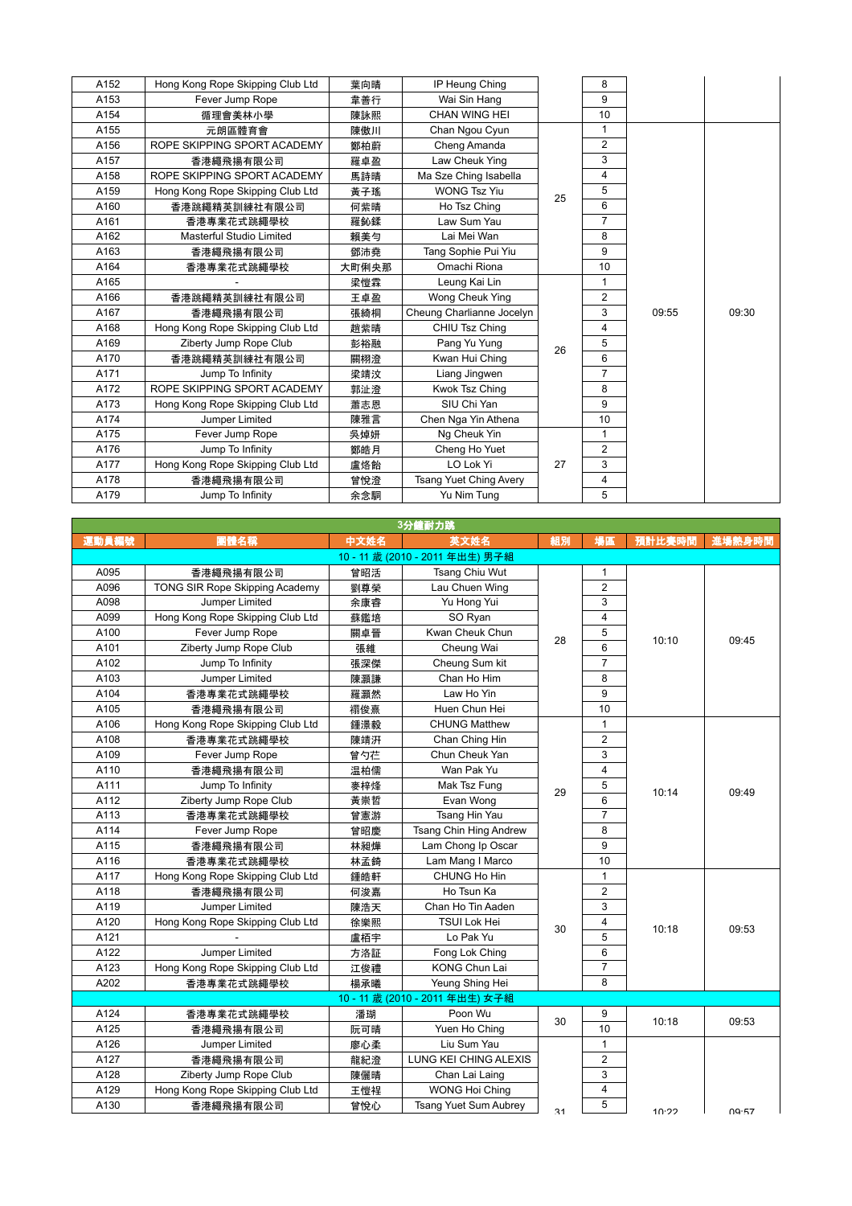| 運動員編號 | 團體名稱 | 中文姓名 | 英文姓名 | 組別 | 場區 | 預計比賽時間 | 進場熱身時間 |
|---|---|---|---|---|---|---|---|
| A152 | Hong Kong Rope Skipping Club Ltd | 葉向晴 | IP Heung Ching | | 8 | | |
| A153 | Fever Jump Rope | 韋善行 | Wai Sin Hang | | 9 | | |
| A154 | 循理會美林小學 | 陳詠熙 | CHAN WING HEI | | 10 | | |
| A155 | 元朗區體育會 | 陳傲川 | Chan Ngou Cyun | 25 | 1 | 09:55 | 09:30 |
| A156 | ROPE SKIPPING SPORT ACADEMY | 鄭柏蔚 | Cheng Amanda | | 2 | | |
| A157 | 香港繩飛揚有限公司 | 羅卓盈 | Law Cheuk Ying | | 3 | | |
| A158 | ROPE SKIPPING SPORT ACADEMY | 馬詩晴 | Ma Sze Ching Isabella | | 4 | | |
| A159 | Hong Kong Rope Skipping Club Ltd | 黃子瑤 | WONG Tsz Yiu | | 5 | | |
| A160 | 香港跳繩精英訓練社有限公司 | 何紫晴 | Ho Tsz Ching | | 6 | | |
| A161 | 香港專業花式跳繩學校 | 羅鈊鍒 | Law Sum Yau | | 7 | | |
| A162 | Masterful Studio Limited | 賴美勻 | Lai Mei Wan | | 8 | | |
| A163 | 香港繩飛揚有限公司 | 鄧沛堯 | Tang Sophie Pui Yiu | | 9 | | |
| A164 | 香港專業花式跳繩學校 | 大町俐央那 | Omachi Riona | | 10 | | |
| A165 | - | 梁愷霖 | Leung Kai Lin | 26 | 1 | | |
| A166 | 香港跳繩精英訓練社有限公司 | 王卓盈 | Wong Cheuk Ying | | 2 | | |
| A167 | 香港繩飛揚有限公司 | 張綺桐 | Cheung Charlianne Jocelyn | | 3 | | |
| A168 | Hong Kong Rope Skipping Club Ltd | 趙紫晴 | CHIU Tsz Ching | | 4 | | |
| A169 | Ziberty Jump Rope Club | 彭裕融 | Pang Yu Yung | | 5 | | |
| A170 | 香港跳繩精英訓練社有限公司 | 關栩澄 | Kwan Hui Ching | | 6 | | |
| A171 | Jump To Infinity | 梁靖汶 | Liang Jingwen | | 7 | | |
| A172 | ROPE SKIPPING SPORT ACADEMY | 郭沚澄 | Kwok Tsz Ching | | 8 | | |
| A173 | Hong Kong Rope Skipping Club Ltd | 蕭志恩 | SIU Chi Yan | | 9 | | |
| A174 | Jumper Limited | 陳雅言 | Chen Nga Yin Athena | | 10 | | |
| A175 | Fever Jump Rope | 吳焯妍 | Ng Cheuk Yin | 27 | 1 | | |
| A176 | Jump To Infinity | 鄭皓月 | Cheng Ho Yuet | | 2 | | |
| A177 | Hong Kong Rope Skipping Club Ltd | 盧烙飴 | LO Lok Yi | | 3 | | |
| A178 | 香港繩飛揚有限公司 | 曾悅澄 | Tsang Yuet Ching Avery | | 4 | | |
| A179 | Jump To Infinity | 余念銅 | Yu Nim Tung | | 5 | | |

**3分鐘耐力跳**

| 運動員編號 | 團體名稱 | 中文姓名 | 英文姓名 | 組別 | 場區 | 預計比賽時間 | 進場熱身時間 |
|---|---|---|---|---|---|---|---|
| | | | 10 - 11 歲 (2010 - 2011 年出生) 男子組 | | | | |
| A095 | 香港繩飛揚有限公司 | 曾昭活 | Tsang Chiu Wut | 28 | 1 | 10:10 | 09:45 |
| A096 | TONG SIR Rope Skipping Academy | 劉尊榮 | Lau Chuen Wing | | 2 | | |
| A098 | Jumper Limited | 余康睿 | Yu Hong Yui | | 3 | | |
| A099 | Hong Kong Rope Skipping Club Ltd | 蘇鑑培 | SO Ryan | | 4 | | |
| A100 | Fever Jump Rope | 關卓晉 | Kwan Cheuk Chun | | 5 | | |
| A101 | Ziberty Jump Rope Club | 張維 | Cheung Wai | | 6 | | |
| A102 | Jump To Infinity | 張深傑 | Cheung Sum kit | | 7 | | |
| A103 | Jumper Limited | 陳灝謙 | Chan Ho Him | | 8 | | |
| A104 | 香港專業花式跳繩學校 | 羅灝然 | Law Ho Yin | | 9 | | |
| A105 | 香港繩飛揚有限公司 | 禤俊熹 | Huen Chun Hei | | 10 | | |
| A106 | Hong Kong Rope Skipping Club Ltd | 鍾漂毅 | CHUNG Matthew | 29 | 1 | 10:14 | 09:49 |
| A108 | 香港專業花式跳繩學校 | 陳靖汧 | Chan Ching Hin | | 2 | | |
| A109 | Fever Jump Rope | 曾勺芒 | Chun Cheuk Yan | | 3 | | |
| A110 | 香港繩飛揚有限公司 | 温柏儒 | Wan Pak Yu | | 4 | | |
| A111 | Jump To Infinity | 麥梓烽 | Mak Tsz Fung | | 5 | | |
| A112 | Ziberty Jump Rope Club | 黃崇哲 | Evan Wong | | 6 | | |
| A113 | 香港專業花式跳繩學校 | 曾憲游 | Tsang Hin Yau | | 7 | | |
| A114 | Fever Jump Rope | 曾昭慶 | Tsang Chin Hing Andrew | | 8 | | |
| A115 | 香港繩飛揚有限公司 | 林昶燁 | Lam Chong Ip Oscar | | 9 | | |
| A116 | 香港專業花式跳繩學校 | 林孟錡 | Lam Mang I Marco | | 10 | | |
| A117 | Hong Kong Rope Skipping Club Ltd | 鍾皓軒 | CHUNG Ho Hin | 30 | 1 | 10:18 | 09:53 |
| A118 | 香港繩飛揚有限公司 | 何浚嘉 | Ho Tsun Ka | | 2 | | |
| A119 | Jumper Limited | 陳浩天 | Chan Ho Tin Aaden | | 3 | | |
| A120 | Hong Kong Rope Skipping Club Ltd | 徐樂熙 | TSUI Lok Hei | | 4 | | |
| A121 | - | 盧栢宇 | Lo Pak Yu | | 5 | | |
| A122 | Jumper Limited | 方洛証 | Fong Lok Ching | | 6 | | |
| A123 | Hong Kong Rope Skipping Club Ltd | 江俊禮 | KONG Chun Lai | | 7 | | |
| A202 | 香港專業花式跳繩學校 | 楊承曦 | Yeung Shing Hei | | 8 | | |
| | | | 10 - 11 歲 (2010 - 2011 年出生) 女子組 | | | | |
| A124 | 香港專業花式跳繩學校 | 潘瑚 | Poon Wu | 30 | 9 | 10:18 | 09:53 |
| A125 | 香港繩飛揚有限公司 | 阮可晴 | Yuen Ho Ching | | 10 | | |
| A126 | Jumper Limited | 廖心柔 | Liu Sum Yau | 31 | 1 | 10:22 | 09:57 |
| A127 | 香港繩飛揚有限公司 | 龍紀澄 | LUNG KEI CHING ALEXIS | | 2 | | |
| A128 | Ziberty Jump Rope Club | 陳儷晴 | Chan Lai Laing | | 3 | | |
| A129 | Hong Kong Rope Skipping Club Ltd | 王愷裎 | WONG Hoi Ching | | 4 | | |
| A130 | 香港繩飛揚有限公司 | 曾悅心 | Tsang Yuet Sum Aubrey | | 5 | | |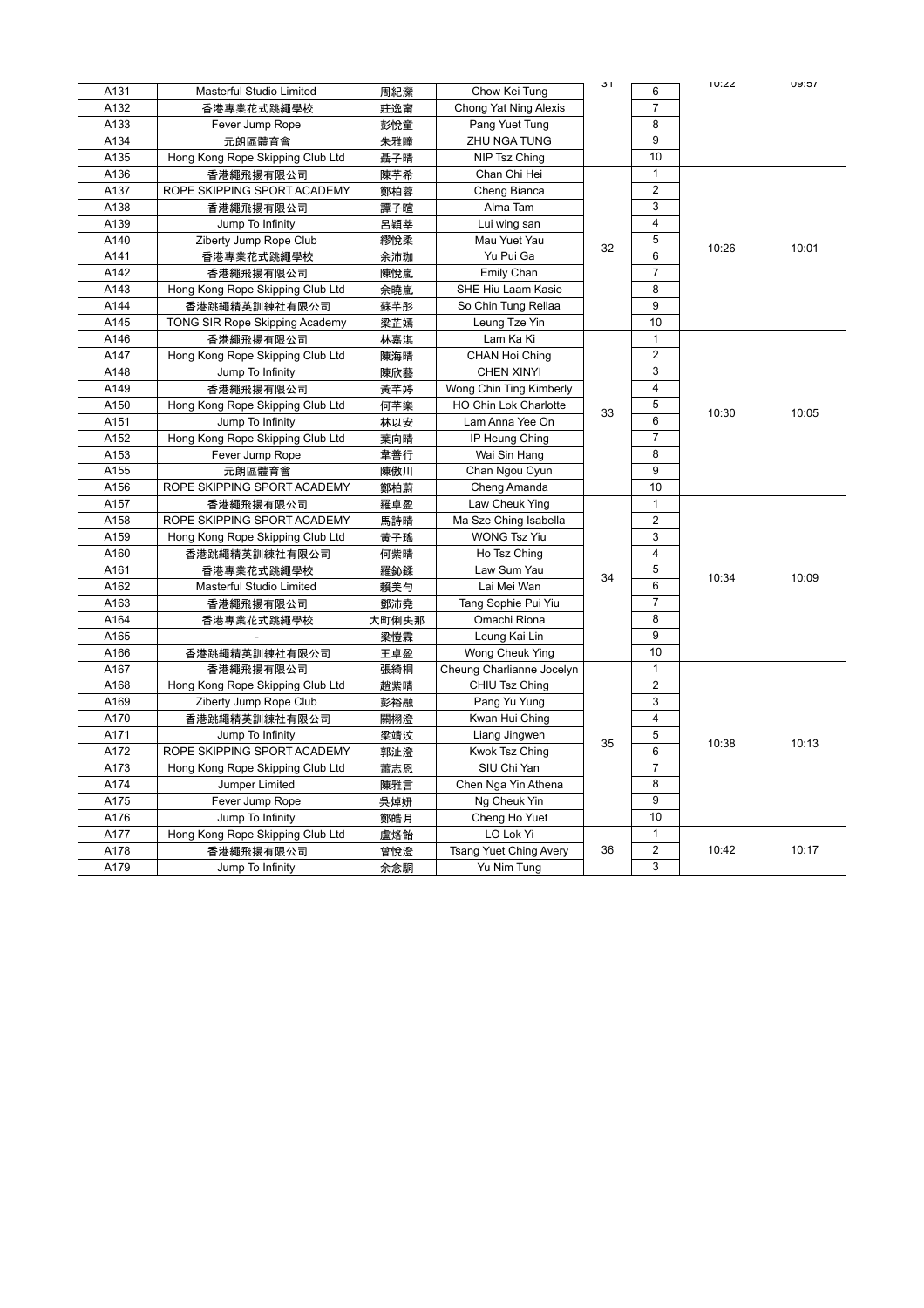| A131 | Masterful Studio Limited | 周紀潼 | Chow Kei Tung | 31 | 6 | 10:22 | 09:57 |
|---|---|---|---|---|---|---|---|
| A132 | 香港專業花式跳繩學校 | 莊逸甯 | Chong Yat Ning Alexis | | 7 | | |
| A133 | Fever Jump Rope | 彭悅童 | Pang Yuet Tung | | 8 | | |
| A134 | 元朗區體育會 | 朱雅疃 | ZHU NGA TUNG | | 9 | | |
| A135 | Hong Kong Rope Skipping Club Ltd | 聶子晴 | NIP Tsz Ching | | 10 | | |
| A136 | 香港繩飛揚有限公司 | 陳芓希 | Chan Chi Hei | 32 | 1 | 10:26 | 10:01 |
| A137 | ROPE SKIPPING SPORT ACADEMY | 鄭柏蓉 | Cheng Bianca | | 2 | | |
| A138 | 香港繩飛揚有限公司 | 譚子暄 | Alma Tam | | 3 | | |
| A139 | Jump To Infinity | 呂穎莘 | Lui wing san | | 4 | | |
| A140 | Ziberty Jump Rope Club | 繆悅柔 | Mau Yuet Yau | | 5 | | |
| A141 | 香港專業花式跳繩學校 | 余沛珈 | Yu Pui Ga | | 6 | | |
| A142 | 香港繩飛揚有限公司 | 陳悅嵐 | Emily Chan | | 7 | | |
| A143 | Hong Kong Rope Skipping Club Ltd | 佘曉嵐 | SHE Hiu Laam Kasie | | 8 | | |
| A144 | 香港跳繩精英訓練社有限公司 | 蘇芊彤 | So Chin Tung Rellaa | | 9 | | |
| A145 | TONG SIR Rope Skipping Academy | 梁芷嫣 | Leung Tze Yin | | 10 | | |
| A146 | 香港繩飛揚有限公司 | 林嘉淇 | Lam Ka Ki | 33 | 1 | 10:30 | 10:05 |
| A147 | Hong Kong Rope Skipping Club Ltd | 陳海晴 | CHAN Hoi Ching | | 2 | | |
| A148 | Jump To Infinity | 陳欣藝 | CHEN XINYI | | 3 | | |
| A149 | 香港繩飛揚有限公司 | 黃芊婷 | Wong Chin Ting Kimberly | | 4 | | |
| A150 | Hong Kong Rope Skipping Club Ltd | 何芊樂 | HO Chin Lok Charlotte | | 5 | | |
| A151 | Jump To Infinity | 林以安 | Lam Anna Yee On | | 6 | | |
| A152 | Hong Kong Rope Skipping Club Ltd | 葉向晴 | IP Heung Ching | | 7 | | |
| A153 | Fever Jump Rope | 韋善行 | Wai Sin Hang | | 8 | | |
| A155 | 元朗區體育會 | 陳傲川 | Chan Ngou Cyun | | 9 | | |
| A156 | ROPE SKIPPING SPORT ACADEMY | 鄭柏蔚 | Cheng Amanda | | 10 | | |
| A157 | 香港繩飛揚有限公司 | 羅卓盈 | Law Cheuk Ying | 34 | 1 | 10:34 | 10:09 |
| A158 | ROPE SKIPPING SPORT ACADEMY | 馬詩晴 | Ma Sze Ching Isabella | | 2 | | |
| A159 | Hong Kong Rope Skipping Club Ltd | 黃子瑤 | WONG Tsz Yiu | | 3 | | |
| A160 | 香港跳繩精英訓練社有限公司 | 何紫晴 | Ho Tsz Ching | | 4 | | |
| A161 | 香港專業花式跳繩學校 | 羅鈊鍒 | Law Sum Yau | | 5 | | |
| A162 | Masterful Studio Limited | 賴美勻 | Lai Mei Wan | | 6 | | |
| A163 | 香港繩飛揚有限公司 | 鄧沛堯 | Tang Sophie Pui Yiu | | 7 | | |
| A164 | 香港專業花式跳繩學校 | 大町俐央那 | Omachi Riona | | 8 | | |
| A165 | - | 梁愷霖 | Leung Kai Lin | | 9 | | |
| A166 | 香港跳繩精英訓練社有限公司 | 王卓盈 | Wong Cheuk Ying | | 10 | | |
| A167 | 香港繩飛揚有限公司 | 張綺桐 | Cheung Charlianne Jocelyn | 35 | 1 | 10:38 | 10:13 |
| A168 | Hong Kong Rope Skipping Club Ltd | 趙紫晴 | CHIU Tsz Ching | | 2 | | |
| A169 | Ziberty Jump Rope Club | 彭裕融 | Pang Yu Yung | | 3 | | |
| A170 | 香港跳繩精英訓練社有限公司 | 關栩澄 | Kwan Hui Ching | | 4 | | |
| A171 | Jump To Infinity | 梁靖汶 | Liang Jingwen | | 5 | | |
| A172 | ROPE SKIPPING SPORT ACADEMY | 郭沚澄 | Kwok Tsz Ching | | 6 | | |
| A173 | Hong Kong Rope Skipping Club Ltd | 蕭志恩 | SIU Chi Yan | | 7 | | |
| A174 | Jumper Limited | 陳雅言 | Chen Nga Yin Athena | | 8 | | |
| A175 | Fever Jump Rope | 吳焯妍 | Ng Cheuk Yin | | 9 | | |
| A176 | Jump To Infinity | 鄭皓月 | Cheng Ho Yuet | | 10 | | |
| A177 | Hong Kong Rope Skipping Club Ltd | 盧烙飴 | LO Lok Yi | 36 | 1 | 10:42 | 10:17 |
| A178 | 香港繩飛揚有限公司 | 曾悅澄 | Tsang Yuet Ching Avery | | 2 | | |
| A179 | Jump To Infinity | 余念駉 | Yu Nim Tung | | 3 | | |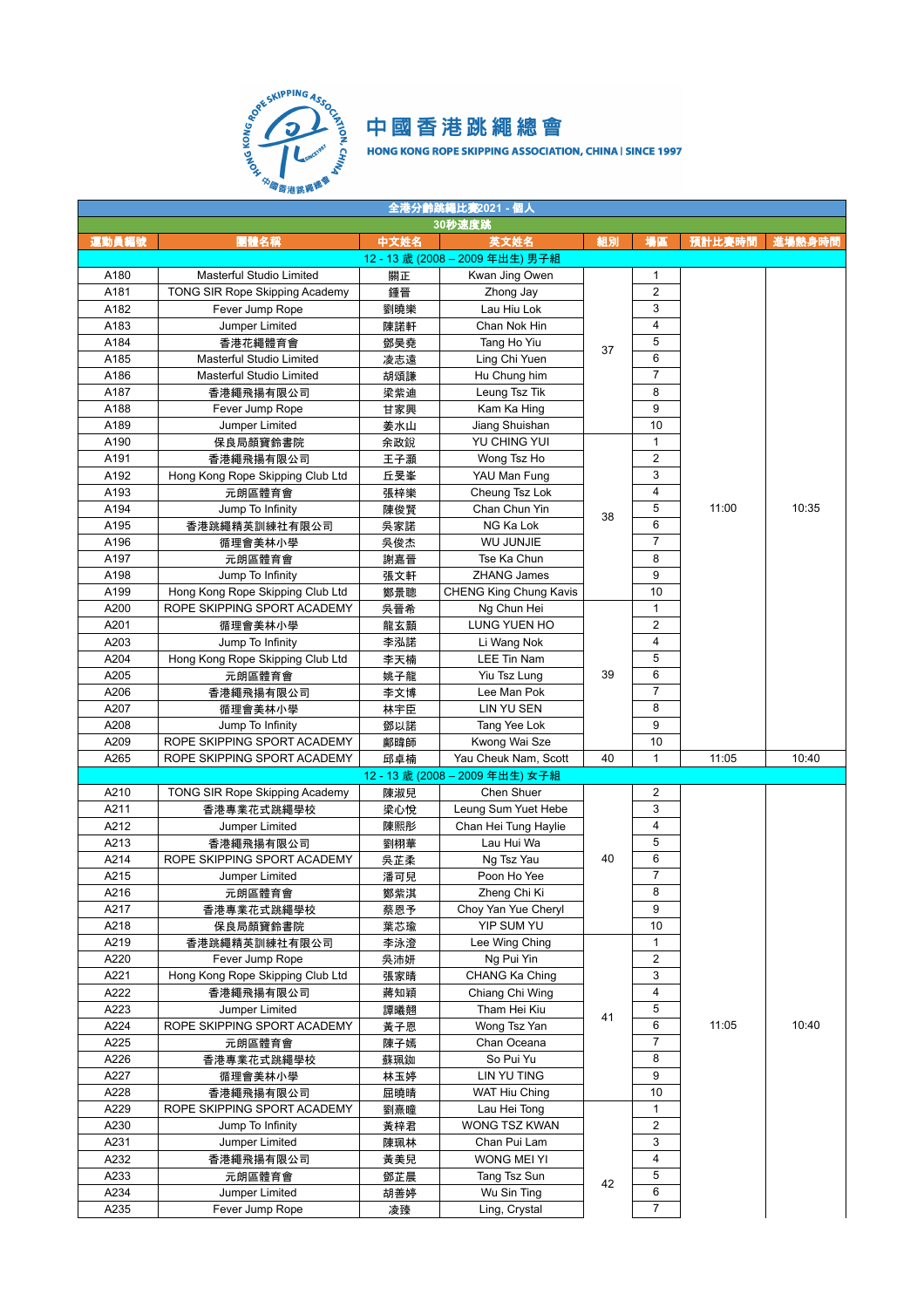# 中國香港跳繩總會

HONG KONG ROPE SKIPPING ASSOCIATION, CHINA | SINCE 1997

| 全港分齡跳繩比賽2021 - 個人 | | | | | | | |
|---|---|---|---|---|---|---|---|
| 30秒速度跳 | | | | | | | |
| 運動員編號 | 團體名稱 | 中文姓名 | 英文姓名 | 組別 | 場區 | 預計比賽時間 | 進場熱身時間 |
| 12 - 13 歲 (2008 – 2009 年出生) 男子組 | | | | | | | |
| A180 | Masterful Studio Limited | 關正 | Kwan Jing Owen | 37 | 1 | 11:00 | 10:35 |
| A181 | TONG SIR Rope Skipping Academy | 鍾晉 | Zhong Jay | 37 | 2 | 11:00 | 10:35 |
| A182 | Fever Jump Rope | 劉曉樂 | Lau Hiu Lok | 37 | 3 | 11:00 | 10:35 |
| A183 | Jumper Limited | 陳諾軒 | Chan Nok Hin | 37 | 4 | 11:00 | 10:35 |
| A184 | 香港花繩體育會 | 鄧昊堯 | Tang Ho Yiu | 37 | 5 | 11:00 | 10:35 |
| A185 | Masterful Studio Limited | 凌志遠 | Ling Chi Yuen | 37 | 6 | 11:00 | 10:35 |
| A186 | Masterful Studio Limited | 胡頌謙 | Hu Chung him | 37 | 7 | 11:00 | 10:35 |
| A187 | 香港繩飛揚有限公司 | 梁紫迪 | Leung Tsz Tik | 37 | 8 | 11:00 | 10:35 |
| A188 | Fever Jump Rope | 甘家興 | Kam Ka Hing | 37 | 9 | 11:00 | 10:35 |
| A189 | Jumper Limited | 姜水山 | Jiang Shuishan | 37 | 10 | 11:00 | 10:35 |
| A190 | 保良局顏寶鈴書院 | 余政銳 | YU CHING YUI | 38 | 1 | 11:00 | 10:35 |
| A191 | 香港繩飛揚有限公司 | 王子灝 | Wong Tsz Ho | 38 | 2 | 11:00 | 10:35 |
| A192 | Hong Kong Rope Skipping Club Ltd | 丘旻峯 | YAU Man Fung | 38 | 3 | 11:00 | 10:35 |
| A193 | 元朗區體育會 | 張梓樂 | Cheung Tsz Lok | 38 | 4 | 11:00 | 10:35 |
| A194 | Jump To Infinity | 陳俊賢 | Chan Chun Yin | 38 | 5 | 11:00 | 10:35 |
| A195 | 香港跳繩精英訓練社有限公司 | 吳家諾 | NG Ka Lok | 38 | 6 | 11:00 | 10:35 |
| A196 | 循理會美林小學 | 吳俊杰 | WU JUNJIE | 38 | 7 | 11:00 | 10:35 |
| A197 | 元朗區體育會 | 謝嘉晉 | Tse Ka Chun | 38 | 8 | 11:00 | 10:35 |
| A198 | Jump To Infinity | 張文軒 | ZHANG James | 38 | 9 | 11:00 | 10:35 |
| A199 | Hong Kong Rope Skipping Club Ltd | 鄭景聰 | CHENG King Chung Kavis | 38 | 10 | 11:00 | 10:35 |
| A200 | ROPE SKIPPING SPORT ACADEMY | 吳晉希 | Ng Chun Hei | 39 | 1 | 11:00 | 10:35 |
| A201 | 循理會美林小學 | 龍玄顥 | LUNG YUEN HO | 39 | 2 | 11:00 | 10:35 |
| A203 | Jump To Infinity | 李泓諾 | Li Wang Nok | 39 | 4 | 11:00 | 10:35 |
| A204 | Hong Kong Rope Skipping Club Ltd | 李天楠 | LEE Tin Nam | 39 | 5 | 11:00 | 10:35 |
| A205 | 元朗區體育會 | 姚子龍 | Yiu Tsz Lung | 39 | 6 | 11:00 | 10:35 |
| A206 | 香港繩飛揚有限公司 | 李文博 | Lee Man Pok | 39 | 7 | 11:00 | 10:35 |
| A207 | 循理會美林小學 | 林宇臣 | LIN YU SEN | 39 | 8 | 11:00 | 10:35 |
| A208 | Jump To Infinity | 鄧以諾 | Tang Yee Lok | 39 | 9 | 11:00 | 10:35 |
| A209 | ROPE SKIPPING SPORT ACADEMY | 鄺暐師 | Kwong Wai Sze | 39 | 10 | 11:00 | 10:35 |
| A265 | ROPE SKIPPING SPORT ACADEMY | 邱卓楠 | Yau Cheuk Nam, Scott | 40 | 1 | 11:05 | 10:40 |
| 12 - 13 歲 (2008 – 2009 年出生) 女子組 | | | | | | | |
| A210 | TONG SIR Rope Skipping Academy | 陳淑兒 | Chen Shuer | 40 | 2 | 11:05 | 10:40 |
| A211 | 香港專業花式跳繩學校 | 梁心悅 | Leung Sum Yuet Hebe | 40 | 3 | 11:05 | 10:40 |
| A212 | Jumper Limited | 陳熙彤 | Chan Hei Tung Haylie | 40 | 4 | 11:05 | 10:40 |
| A213 | 香港繩飛揚有限公司 | 劉栩華 | Lau Hui Wa | 40 | 5 | 11:05 | 10:40 |
| A214 | ROPE SKIPPING SPORT ACADEMY | 吳芷柔 | Ng Tsz Yau | 40 | 6 | 11:05 | 10:40 |
| A215 | Jumper Limited | 潘可兒 | Poon Ho Yee | 40 | 7 | 11:05 | 10:40 |
| A216 | 元朗區體育會 | 鄭紫淇 | Zheng Chi Ki | 40 | 8 | 11:05 | 10:40 |
| A217 | 香港專業花式跳繩學校 | 蔡恩予 | Choy Yan Yue Cheryl | 40 | 9 | 11:05 | 10:40 |
| A218 | 保良局顏寶鈴書院 | 葉芯瑜 | YIP SUM YU | 40 | 10 | 11:05 | 10:40 |
| A219 | 香港跳繩精英訓練社有限公司 | 李泳澄 | Lee Wing Ching | 41 | 1 | 11:05 | 10:40 |
| A220 | Fever Jump Rope | 吳沛妍 | Ng Pui Yin | 41 | 2 | 11:05 | 10:40 |
| A221 | Hong Kong Rope Skipping Club Ltd | 張家晴 | CHANG Ka Ching | 41 | 3 | 11:05 | 10:40 |
| A222 | 香港繩飛揚有限公司 | 蔣知穎 | Chiang Chi Wing | 41 | 4 | 11:05 | 10:40 |
| A223 | Jumper Limited | 譚曦翹 | Tham Hei Kiu | 41 | 5 | 11:05 | 10:40 |
| A224 | ROPE SKIPPING SPORT ACADEMY | 黃子恩 | Wong Tsz Yan | 41 | 6 | 11:05 | 10:40 |
| A225 | 元朗區體育會 | 陳子嫣 | Chan Oceana | 41 | 7 | 11:05 | 10:40 |
| A226 | 香港專業花式跳繩學校 | 蘇珮如 | So Pui Yu | 41 | 8 | 11:05 | 10:40 |
| A227 | 循理會美林小學 | 林玉婷 | LIN YU TING | 41 | 9 | 11:05 | 10:40 |
| A228 | 香港繩飛揚有限公司 | 屈曉晴 | WAT Hiu Ching | 41 | 10 | 11:05 | 10:40 |
| A229 | ROPE SKIPPING SPORT ACADEMY | 劉熹瞳 | Lau Hei Tong | 42 | 1 | | |
| A230 | Jump To Infinity | 黃梓君 | WONG TSZ KWAN | 42 | 2 | | |
| A231 | Jumper Limited | 陳珮林 | Chan Pui Lam | 42 | 3 | | |
| A232 | 香港繩飛揚有限公司 | 黃美兒 | WONG MEI YI | 42 | 4 | | |
| A233 | 元朗區體育會 | 鄧芷晨 | Tang Tsz Sun | 42 | 5 | | |
| A234 | Jumper Limited | 胡善婷 | Wu Sin Ting | 42 | 6 | | |
| A235 | Fever Jump Rope | 凌臻 | Ling, Crystal | 42 | 7 | | |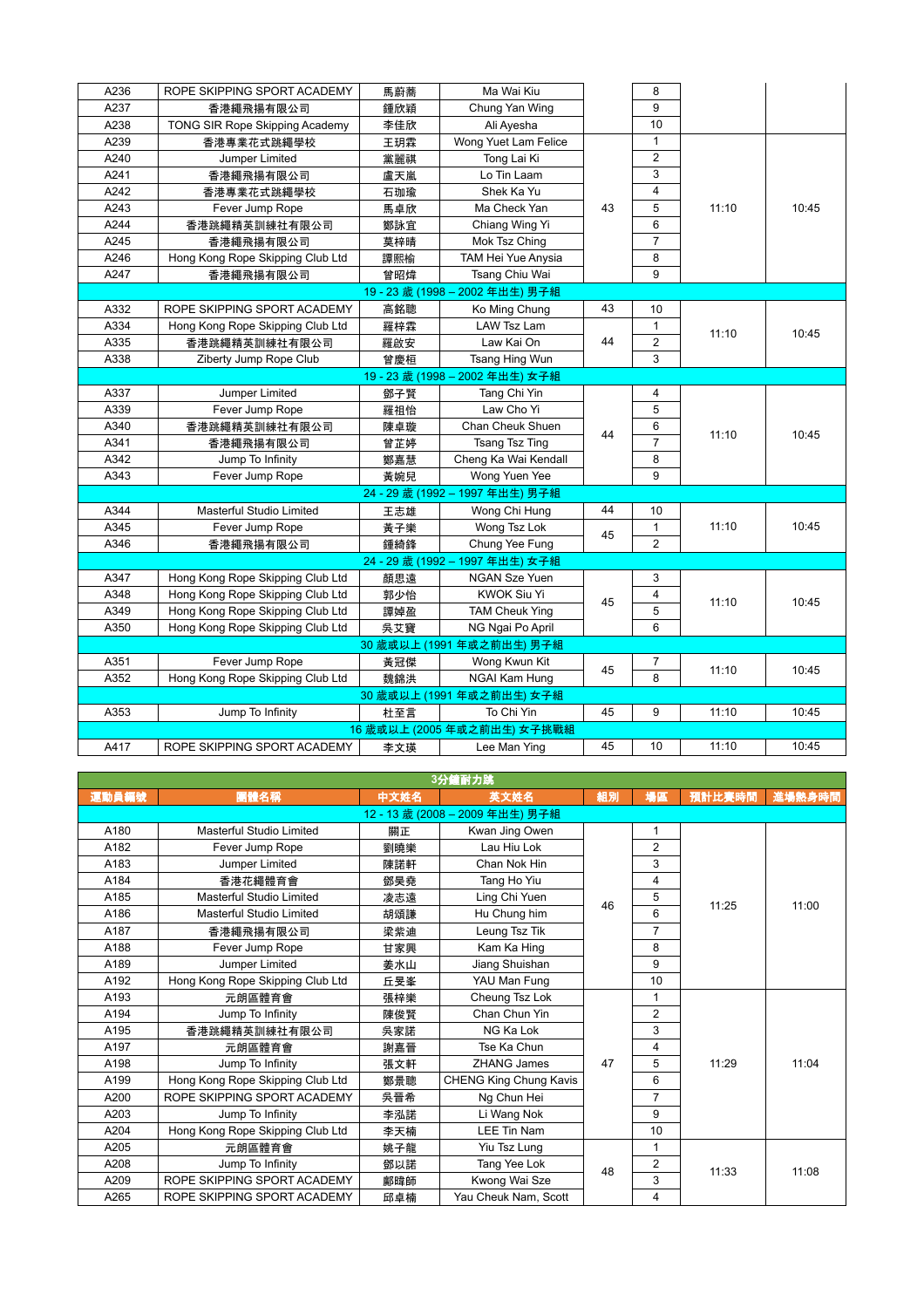| | | | | | | | |
|---|---|---|---|---|---|---|---|
| A236 | ROPE SKIPPING SPORT ACADEMY | 馬蔚蕎 | Ma Wai Kiu | | 8 | | |
| A237 | 香港繩飛揚有限公司 | 鍾欣穎 | Chung Yan Wing | | 9 | | |
| A238 | TONG SIR Rope Skipping Academy | 李佳欣 | Ali Ayesha | | 10 | | |
| A239 | 香港專業花式跳繩學校 | 王玥霖 | Wong Yuet Lam Felice | 43 | 1 | 11:10 | 10:45 |
| A240 | Jumper Limited | 黨麗祺 | Tong Lai Ki | | 2 | | |
| A241 | 香港繩飛揚有限公司 | 盧天嵐 | Lo Tin Laam | | 3 | | |
| A242 | 香港專業花式跳繩學校 | 石珈瑜 | Shek Ka Yu | | 4 | | |
| A243 | Fever Jump Rope | 馬卓欣 | Ma Check Yan | | 5 | | |
| A244 | 香港跳繩精英訓練社有限公司 | 鄭詠宜 | Chiang Wing Yi | | 6 | | |
| A245 | 香港繩飛揚有限公司 | 莫梓晴 | Mok Tsz Ching | | 7 | | |
| A246 | Hong Kong Rope Skipping Club Ltd | 譚熙榆 | TAM Hei Yue Anysia | | 8 | | |
| A247 | 香港繩飛揚有限公司 | 曾昭煒 | Tsang Chiu Wai | | 9 | | |
| | | | 19 - 23 歲 (1998 – 2002 年出生) 男子組 | | | | |
| A332 | ROPE SKIPPING SPORT ACADEMY | 高銘聰 | Ko Ming Chung | 43 | 10 | 11:10 | 10:45 |
| A334 | Hong Kong Rope Skipping Club Ltd | 羅梓霖 | LAW Tsz Lam | 44 | 1 | | |
| A335 | 香港跳繩精英訓練社有限公司 | 羅啟安 | Law Kai On | | 2 | | |
| A338 | Ziberty Jump Rope Club | 曾慶桓 | Tsang Hing Wun | | 3 | | |
| | | | 19 - 23 歲 (1998 – 2002 年出生) 女子組 | | | | |
| A337 | Jumper Limited | 鄧子賢 | Tang Chi Yin | 44 | 4 | 11:10 | 10:45 |
| A339 | Fever Jump Rope | 羅祖怡 | Law Cho Yi | | 5 | | |
| A340 | 香港跳繩精英訓練社有限公司 | 陳卓璇 | Chan Cheuk Shuen | | 6 | | |
| A341 | 香港繩飛揚有限公司 | 曾芷婷 | Tsang Tsz Ting | | 7 | | |
| A342 | Jump To Infinity | 鄭嘉慧 | Cheng Ka Wai Kendall | | 8 | | |
| A343 | Fever Jump Rope | 黃婉兒 | Wong Yuen Yee | | 9 | | |
| | | | 24 - 29 歲 (1992 – 1997 年出生) 男子組 | | | | |
| A344 | Masterful Studio Limited | 王志雄 | Wong Chi Hung | 44 | 10 | 11:10 | 10:45 |
| A345 | Fever Jump Rope | 黃子樂 | Wong Tsz Lok | 45 | 1 | | |
| A346 | 香港繩飛揚有限公司 | 鍾綺鋒 | Chung Yee Fung | | 2 | | |
| | | | 24 - 29 歲 (1992 – 1997 年出生) 女子組 | | | | |
| A347 | Hong Kong Rope Skipping Club Ltd | 顏思遠 | NGAN Sze Yuen | 45 | 3 | 11:10 | 10:45 |
| A348 | Hong Kong Rope Skipping Club Ltd | 郭少怡 | KWOK Siu Yi | | 4 | | |
| A349 | Hong Kong Rope Skipping Club Ltd | 譚焯盈 | TAM Cheuk Ying | | 5 | | |
| A350 | Hong Kong Rope Skipping Club Ltd | 吳艾寶 | NG Ngai Po April | | 6 | | |
| | | | 30 歲或以上 (1991 年或之前出生) 男子組 | | | | |
| A351 | Fever Jump Rope | 黃冠傑 | Wong Kwun Kit | 45 | 7 | 11:10 | 10:45 |
| A352 | Hong Kong Rope Skipping Club Ltd | 魏錦洪 | NGAI Kam Hung | | 8 | | |
| | | | 30 歲或以上 (1991 年或之前出生) 女子組 | | | | |
| A353 | Jump To Infinity | 杜至言 | To Chi Yin | 45 | 9 | 11:10 | 10:45 |
| | | | 16 歲或以上 (2005 年或之前出生) 女子挑戰組 | | | | |
| A417 | ROPE SKIPPING SPORT ACADEMY | 李文瑛 | Lee Man Ying | 45 | 10 | 11:10 | 10:45 |

## 3分鐘耐力跳

| 運動員編號 | 團體名稱 | 中文姓名 | 英文姓名 | 組別 | 場區 | 預計比賽時間 | 進場熱身時間 |
|---|---|---|---|---|---|---|---|
| | | | 12 - 13 歲 (2008 – 2009 年出生) 男子組 | | | | |
| A180 | Masterful Studio Limited | 關正 | Kwan Jing Owen | 46 | 1 | 11:25 | 11:00 |
| A182 | Fever Jump Rope | 劉曉樂 | Lau Hiu Lok | | 2 | | |
| A183 | Jumper Limited | 陳諾軒 | Chan Nok Hin | | 3 | | |
| A184 | 香港花繩體育會 | 鄧昊堯 | Tang Ho Yiu | | 4 | | |
| A185 | Masterful Studio Limited | 凌志遠 | Ling Chi Yuen | | 5 | | |
| A186 | Masterful Studio Limited | 胡頌謙 | Hu Chung him | | 6 | | |
| A187 | 香港繩飛揚有限公司 | 梁紫迪 | Leung Tsz Tik | | 7 | | |
| A188 | Fever Jump Rope | 甘家興 | Kam Ka Hing | | 8 | | |
| A189 | Jumper Limited | 姜水山 | Jiang Shuishan | | 9 | | |
| A192 | Hong Kong Rope Skipping Club Ltd | 丘旻峯 | YAU Man Fung | | 10 | | |
| A193 | 元朗區體育會 | 張梓樂 | Cheung Tsz Lok | 47 | 1 | 11:29 | 11:04 |
| A194 | Jump To Infinity | 陳俊賢 | Chan Chun Yin | | 2 | | |
| A195 | 香港跳繩精英訓練社有限公司 | 吳家諾 | NG Ka Lok | | 3 | | |
| A197 | 元朗區體育會 | 謝嘉晉 | Tse Ka Chun | | 4 | | |
| A198 | Jump To Infinity | 張文軒 | ZHANG James | | 5 | | |
| A199 | Hong Kong Rope Skipping Club Ltd | 鄭景聰 | CHENG King Chung Kavis | | 6 | | |
| A200 | ROPE SKIPPING SPORT ACADEMY | 吳晉希 | Ng Chun Hei | | 7 | | |
| A203 | Jump To Infinity | 李泓諾 | Li Wang Nok | | 9 | | |
| A204 | Hong Kong Rope Skipping Club Ltd | 李天楠 | LEE Tin Nam | | 10 | | |
| A205 | 元朗區體育會 | 姚子龍 | Yiu Tsz Lung | 48 | 1 | 11:33 | 11:08 |
| A208 | Jump To Infinity | 鄧以諾 | Tang Yee Lok | | 2 | | |
| A209 | ROPE SKIPPING SPORT ACADEMY | 鄺暐師 | Kwong Wai Sze | | 3 | | |
| A265 | ROPE SKIPPING SPORT ACADEMY | 邱卓楠 | Yau Cheuk Nam, Scott | | 4 | | |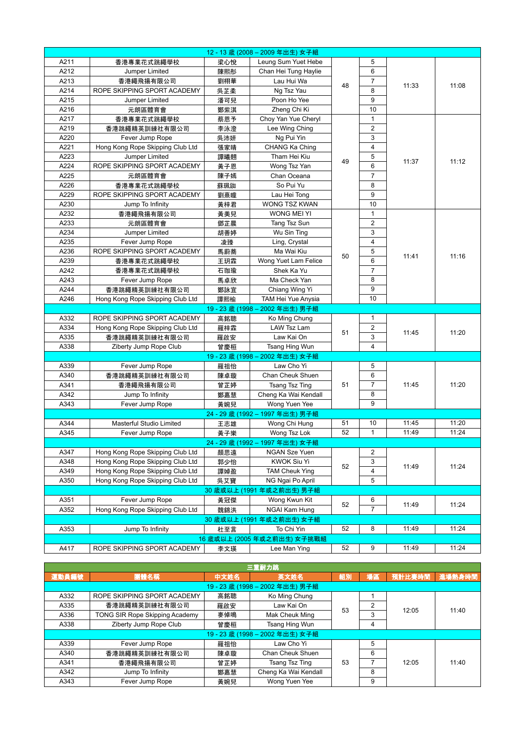| | | | | | | | |
|---|---|---|---|---|---|---|---|
| 12 - 13 歲 (2008 – 2009 年出生) 女子組 | | | | | | | |
| A211 | 香港專業花式跳繩學校 | 梁心悅 | Leung Sum Yuet Hebe | 48 | 5 | 11:33 | 11:08 |
| A212 | Jumper Limited | 陳熙彤 | Chan Hei Tung Haylie | | 6 | | |
| A213 | 香港繩飛揚有限公司 | 劉栩華 | Lau Hui Wa | | 7 | | |
| A214 | ROPE SKIPPING SPORT ACADEMY | 吳芷柔 | Ng Tsz Yau | | 8 | | |
| A215 | Jumper Limited | 潘可兒 | Poon Ho Yee | | 9 | | |
| A216 | 元朗區體育會 | 鄭紫淇 | Zheng Chi Ki | | 10 | | |
| A217 | 香港專業花式跳繩學校 | 蔡恩予 | Choy Yan Yue Cheryl | 49 | 1 | 11:37 | 11:12 |
| A219 | 香港跳繩精英訓練社有限公司 | 李泳澄 | Lee Wing Ching | | 2 | | |
| A220 | Fever Jump Rope | 吳沛妍 | Ng Pui Yin | | 3 | | |
| A221 | Hong Kong Rope Skipping Club Ltd | 張家晴 | CHANG Ka Ching | | 4 | | |
| A223 | Jumper Limited | 譚曦翹 | Tham Hei Kiu | | 5 | | |
| A224 | ROPE SKIPPING SPORT ACADEMY | 黃子恩 | Wong Tsz Yan | | 6 | | |
| A225 | 元朗區體育會 | 陳子嫣 | Chan Oceana | | 7 | | |
| A226 | 香港專業花式跳繩學校 | 蘇珮瑜 | So Pui Yu | | 8 | | |
| A229 | ROPE SKIPPING SPORT ACADEMY | 劉熹瞳 | Lau Hei Tong | | 9 | | |
| A230 | Jump To Infinity | 黃梓君 | WONG TSZ KWAN | | 10 | | |
| A232 | 香港繩飛揚有限公司 | 黃美兒 | WONG MEI YI | 50 | 1 | 11:41 | 11:16 |
| A233 | 元朗區體育會 | 鄧芷晨 | Tang Tsz Sun | | 2 | | |
| A234 | Jumper Limited | 胡善婷 | Wu Sin Ting | | 3 | | |
| A235 | Fever Jump Rope | 凌臻 | Ling, Crystal | | 4 | | |
| A236 | ROPE SKIPPING SPORT ACADEMY | 馬蔚蕎 | Ma Wai Kiu | | 5 | | |
| A239 | 香港專業花式跳繩學校 | 王玥霖 | Wong Yuet Lam Felice | | 6 | | |
| A242 | 香港專業花式跳繩學校 | 石珈瑜 | Shek Ka Yu | | 7 | | |
| A243 | Fever Jump Rope | 馬卓欣 | Ma Check Yan | | 8 | | |
| A244 | 香港跳繩精英訓練社有限公司 | 鄭詠宜 | Chiang Wing Yi | | 9 | | |
| A246 | Hong Kong Rope Skipping Club Ltd | 譚熙榆 | TAM Hei Yue Anysia | | 10 | | |
| 19 - 23 歲 (1998 – 2002 年出生) 男子組 | | | | | | | |
| A332 | ROPE SKIPPING SPORT ACADEMY | 高銘聰 | Ko Ming Chung | 51 | 1 | 11:45 | 11:20 |
| A334 | Hong Kong Rope Skipping Club Ltd | 羅梓霖 | LAW Tsz Lam | | 2 | | |
| A335 | 香港跳繩精英訓練社有限公司 | 羅啟安 | Law Kai On | | 3 | | |
| A338 | Ziberty Jump Rope Club | 曾慶桓 | Tsang Hing Wun | | 4 | | |
| 19 - 23 歲 (1998 – 2002 年出生) 女子組 | | | | | | | |
| A339 | Fever Jump Rope | 羅祖怡 | Law Cho Yi | 51 | 5 | 11:45 | 11:20 |
| A340 | 香港跳繩精英訓練社有限公司 | 陳卓璇 | Chan Cheuk Shuen | | 6 | | |
| A341 | 香港繩飛揚有限公司 | 曾芷婷 | Tsang Tsz Ting | | 7 | | |
| A342 | Jump To Infinity | 鄭嘉慧 | Cheng Ka Wai Kendall | | 8 | | |
| A343 | Fever Jump Rope | 黃婉兒 | Wong Yuen Yee | | 9 | | |
| 24 - 29 歲 (1992 – 1997 年出生) 男子組 | | | | | | | |
| A344 | Masterful Studio Limited | 王志雄 | Wong Chi Hung | 51 | 10 | 11:45 | 11:20 |
| A345 | Fever Jump Rope | 黃子樂 | Wong Tsz Lok | 52 | 1 | 11:49 | 11:24 |
| 24 - 29 歲 (1992 – 1997 年出生) 女子組 | | | | | | | |
| A347 | Hong Kong Rope Skipping Club Ltd | 顏思遠 | NGAN Sze Yuen | 52 | 2 | 11:49 | 11:24 |
| A348 | Hong Kong Rope Skipping Club Ltd | 郭少怡 | KWOK Siu Yi | | 3 | | |
| A349 | Hong Kong Rope Skipping Club Ltd | 譚婥盈 | TAM Cheuk Ying | | 4 | | |
| A350 | Hong Kong Rope Skipping Club Ltd | 吳艾寶 | NG Ngai Po April | | 5 | | |
| 30 歲或以上 (1991 年或之前出生) 男子組 | | | | | | | |
| A351 | Fever Jump Rope | 黃冠傑 | Wong Kwun Kit | 52 | 6 | 11:49 | 11:24 |
| A352 | Hong Kong Rope Skipping Club Ltd | 魏錦洪 | NGAI Kam Hung | | 7 | | |
| 30 歲或以上 (1991 年或之前出生) 女子組 | | | | | | | |
| A353 | Jump To Infinity | 杜至言 | To Chi Yin | 52 | 8 | 11:49 | 11:24 |
| 16 歲或以上 (2005 年或之前出生) 女子挑戰組 | | | | | | | |
| A417 | ROPE SKIPPING SPORT ACADEMY | 李文瑛 | Lee Man Ying | 52 | 9 | 11:49 | 11:24 |

## 三重耐力跳

| 運動員編號 | 團體名稱 | 中文姓名 | 英文姓名 | 組別 | 場區 | 預計比賽時間 | 進場熱身時間 |
|---|---|---|---|---|---|---|---|
| 19 - 23 歲 (1998 – 2002 年出生) 男子組 | | | | | | | |
| A332 | ROPE SKIPPING SPORT ACADEMY | 高銘聰 | Ko Ming Chung | 53 | 1 | 12:05 | 11:40 |
| A335 | 香港跳繩精英訓練社有限公司 | 羅啟安 | Law Kai On | | 2 | | |
| A336 | TONG SIR Rope Skipping Academy | 麥倬鳴 | Mak Cheuk Ming | | 3 | | |
| A338 | Ziberty Jump Rope Club | 曾慶桓 | Tsang Hing Wun | | 4 | | |
| 19 - 23 歲 (1998 – 2002 年出生) 女子組 | | | | | | | |
| A339 | Fever Jump Rope | 羅祖怡 | Law Cho Yi | 53 | 5 | 12:05 | 11:40 |
| A340 | 香港跳繩精英訓練社有限公司 | 陳卓璇 | Chan Cheuk Shuen | | 6 | | |
| A341 | 香港繩飛揚有限公司 | 曾芷婷 | Tsang Tsz Ting | | 7 | | |
| A342 | Jump To Infinity | 鄭嘉慧 | Cheng Ka Wai Kendall | | 8 | | |
| A343 | Fever Jump Rope | 黃婉兒 | Wong Yuen Yee | | 9 | | |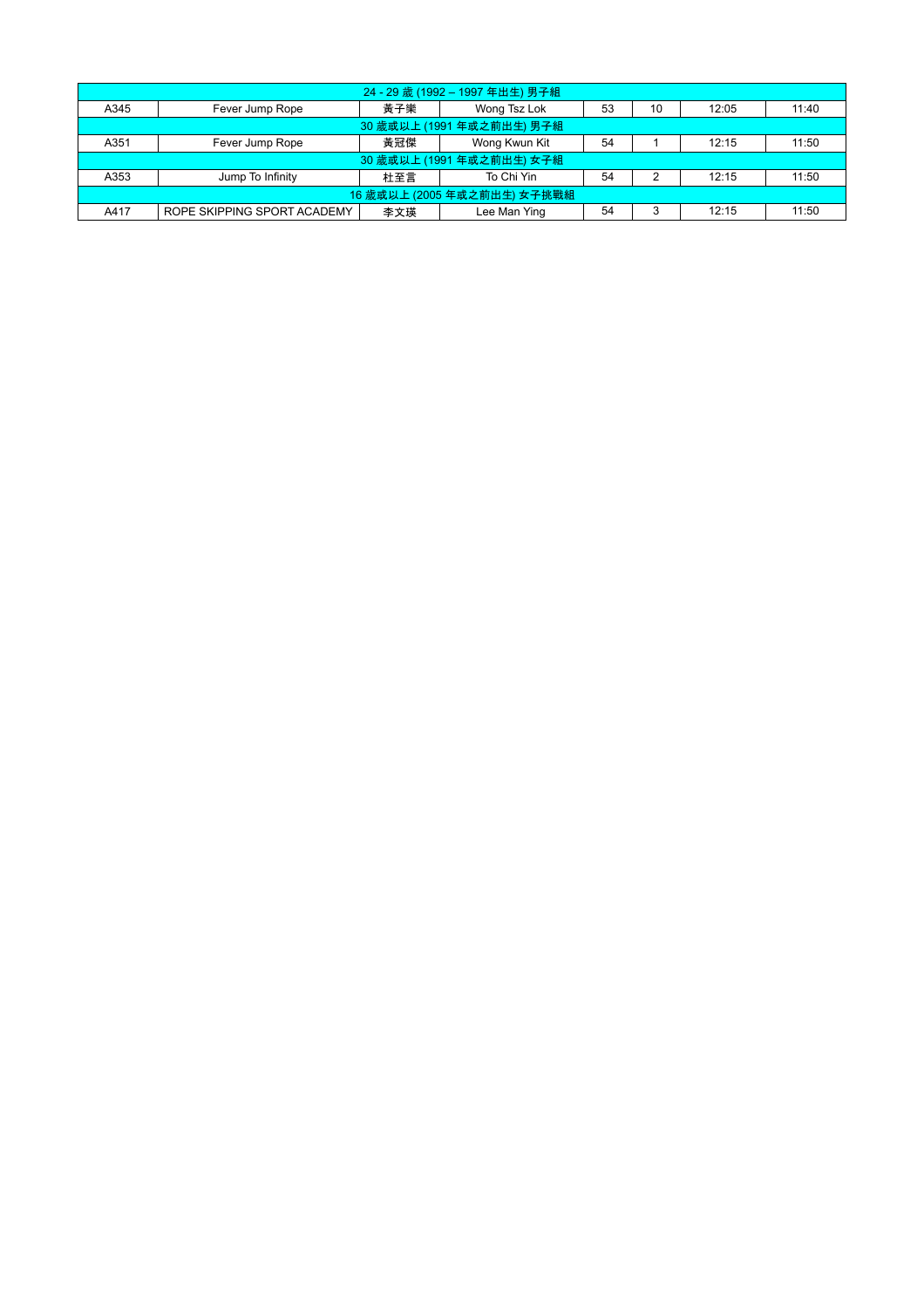| 24 - 29 歲 (1992 – 1997 年出生) 男子組 | | | | | | | |
|---|---|---|---|---|---|---|---|
| A345 | Fever Jump Rope | 黃子樂 | Wong Tsz Lok | 53 | 10 | 12:05 | 11:40 |
| 30 歲或以上 (1991 年或之前出生) 男子組 | | | | | | | |
| A351 | Fever Jump Rope | 黃冠傑 | Wong Kwun Kit | 54 | 1 | 12:15 | 11:50 |
| 30 歲或以上 (1991 年或之前出生) 女子組 | | | | | | | |
| A353 | Jump To Infinity | 杜至言 | To Chi Yin | 54 | 2 | 12:15 | 11:50 |
| 16 歲或以上 (2005 年或之前出生) 女子挑戰組 | | | | | | | |
| A417 | ROPE SKIPPING SPORT ACADEMY | 李文瑛 | Lee Man Ying | 54 | 3 | 12:15 | 11:50 |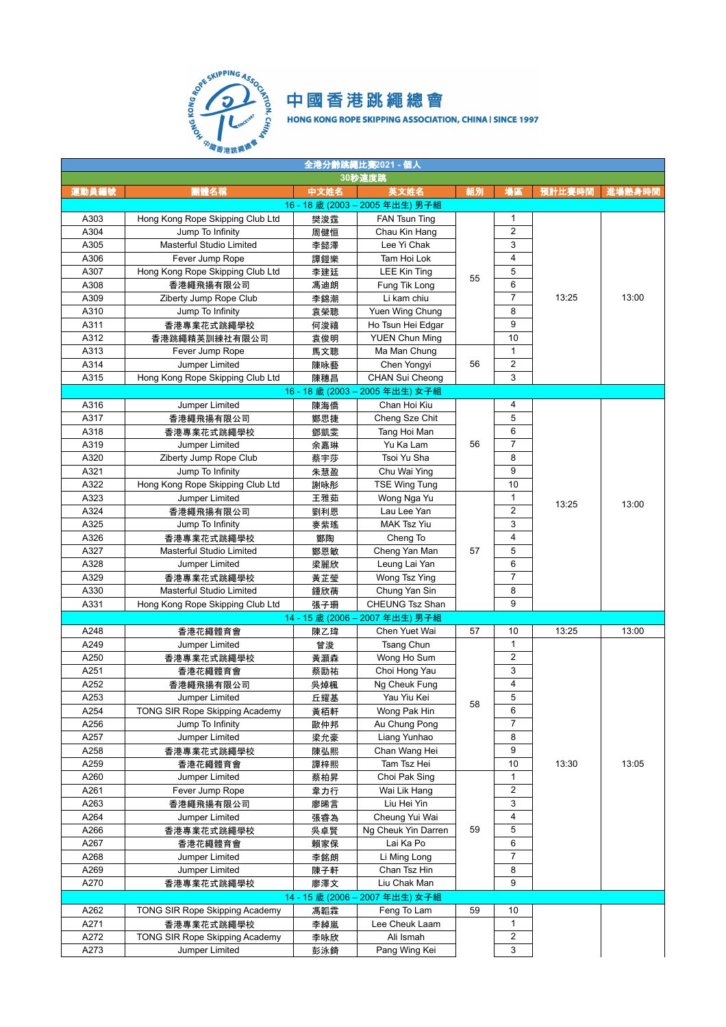中國香港跳繩總會

HONG KONG ROPE SKIPPING ASSOCIATION, CHINA | SINCE 1997

| 全港分齡跳繩比賽2021 - 個人 | | | | | | | |
|---|---|---|---|---|---|---|---|
| 30秒速度跳 | | | | | | | |
| 運動員編號 | 團體名稱 | 中文姓名 | 英文姓名 | 組別 | 場區 | 預計比賽時間 | 進場熱身時間 |
| 16 - 18 歲 (2003 – 2005 年出生) 男子組 | | | | | | | |
| A303 | Hong Kong Rope Skipping Club Ltd | 樊浚霆 | FAN Tsun Ting | 55 | 1 | 13:25 | 13:00 |
| A304 | Jump To Infinity | 周健恒 | Chau Kin Hang | 55 | 2 | 13:25 | 13:00 |
| A305 | Masterful Studio Limited | 李懿澤 | Lee Yi Chak | 55 | 3 | 13:25 | 13:00 |
| A306 | Fever Jump Rope | 譚鎧樂 | Tam Hoi Lok | 55 | 4 | 13:25 | 13:00 |
| A307 | Hong Kong Rope Skipping Club Ltd | 李建廷 | LEE Kin Ting | 55 | 5 | 13:25 | 13:00 |
| A308 | 香港繩飛揚有限公司 | 馮迪朗 | Fung Tik Long | 55 | 6 | 13:25 | 13:00 |
| A309 | Ziberty Jump Rope Club | 李錦潮 | Li kam chiu | 55 | 7 | 13:25 | 13:00 |
| A310 | Jump To Infinity | 袁榮聰 | Yuen Wing Chung | 55 | 8 | 13:25 | 13:00 |
| A311 | 香港專業花式跳繩學校 | 何浚禧 | Ho Tsun Hei Edgar | 55 | 9 | 13:25 | 13:00 |
| A312 | 香港跳繩精英訓練社有限公司 | 袁俊明 | YUEN Chun Ming | 55 | 10 | 13:25 | 13:00 |
| A313 | Fever Jump Rope | 馬文聰 | Ma Man Chung | 56 | 1 | 13:25 | 13:00 |
| A314 | Jumper Limited | 陳咏藝 | Chen Yongyi | 56 | 2 | 13:25 | 13:00 |
| A315 | Hong Kong Rope Skipping Club Ltd | 陳穗昌 | CHAN Sui Cheong | 56 | 3 | 13:25 | 13:00 |
| 16 - 18 歲 (2003 – 2005 年出生) 女子組 | | | | | | | |
| A316 | Jumper Limited | 陳海僑 | Chan Hoi Kiu | 56 | 4 | 13:25 | 13:00 |
| A317 | 香港繩飛揚有限公司 | 鄭思捷 | Cheng Sze Chit | 56 | 5 | 13:25 | 13:00 |
| A318 | 香港專業花式跳繩學校 | 鄧凱雯 | Tang Hoi Man | 56 | 6 | 13:25 | 13:00 |
| A319 | Jumper Limited | 余嘉琳 | Yu Ka Lam | 56 | 7 | 13:25 | 13:00 |
| A320 | Ziberty Jump Rope Club | 蔡宇莎 | Tsoi Yu Sha | 56 | 8 | 13:25 | 13:00 |
| A321 | Jump To Infinity | 朱慧盈 | Chu Wai Ying | 56 | 9 | 13:25 | 13:00 |
| A322 | Hong Kong Rope Skipping Club Ltd | 謝咏彤 | TSE Wing Tung | 56 | 10 | 13:25 | 13:00 |
| A323 | Jumper Limited | 王雅茹 | Wong Nga Yu | 57 | 1 | 13:25 | 13:00 |
| A324 | 香港繩飛揚有限公司 | 劉利恩 | Lau Lee Yan | 57 | 2 | 13:25 | 13:00 |
| A325 | Jump To Infinity | 麥紫瑤 | MAK Tsz Yiu | 57 | 3 | 13:25 | 13:00 |
| A326 | 香港專業花式跳繩學校 | 鄭陶 | Cheng To | 57 | 4 | 13:25 | 13:00 |
| A327 | Masterful Studio Limited | 鄭恩敏 | Cheng Yan Man | 57 | 5 | 13:25 | 13:00 |
| A328 | Jumper Limited | 梁麗欣 | Leung Lai Yan | 57 | 6 | 13:25 | 13:00 |
| A329 | 香港專業花式跳繩學校 | 黃芷瑩 | Wong Tsz Ying | 57 | 7 | 13:25 | 13:00 |
| A330 | Masterful Studio Limited | 鍾欣蒨 | Chung Yan Sin | 57 | 8 | 13:25 | 13:00 |
| A331 | Hong Kong Rope Skipping Club Ltd | 張子珊 | CHEUNG Tsz Shan | 57 | 9 | 13:25 | 13:00 |
| 14 - 15 歲 (2006 – 2007 年出生) 男子組 | | | | | | | |
| A248 | 香港花繩體育會 | 陳乙瑋 | Chen Yuet Wai | 57 | 10 | 13:25 | 13:00 |
| A249 | Jumper Limited | 曾浚 | Tsang Chun | 58 | 1 | 13:30 | 13:05 |
| A250 | 香港專業花式跳繩學校 | 黃灝森 | Wong Ho Sum | 58 | 2 | 13:30 | 13:05 |
| A251 | 香港花繩體育會 | 蔡劻祐 | Choi Hong Yau | 58 | 3 | 13:30 | 13:05 |
| A252 | 香港繩飛揚有限公司 | 吳焯楓 | Ng Cheuk Fung | 58 | 4 | 13:30 | 13:05 |
| A253 | Jumper Limited | 丘耀基 | Yau Yiu Kei | 58 | 5 | 13:30 | 13:05 |
| A254 | TONG SIR Rope Skipping Academy | 黃栢軒 | Wong Pak Hin | 58 | 6 | 13:30 | 13:05 |
| A256 | Jump To Infinity | 歐仲邦 | Au Chung Pong | 58 | 7 | 13:30 | 13:05 |
| A257 | Jumper Limited | 梁允豪 | Liang Yunhao | 58 | 8 | 13:30 | 13:05 |
| A258 | 香港專業花式跳繩學校 | 陳弘熙 | Chan Wang Hei | 58 | 9 | 13:30 | 13:05 |
| A259 | 香港花繩體育會 | 譚梓熙 | Tam Tsz Hei | 58 | 10 | 13:30 | 13:05 |
| A260 | Jumper Limited | 蔡柏昇 | Choi Pak Sing | 59 | 1 | 13:30 | 13:05 |
| A261 | Fever Jump Rope | 韋力行 | Wai Lik Hang | 59 | 2 | 13:30 | 13:05 |
| A263 | 香港繩飛揚有限公司 | 廖晞言 | Liu Hei Yin | 59 | 3 | 13:30 | 13:05 |
| A264 | Jumper Limited | 張睿為 | Cheung Yui Wai | 59 | 4 | 13:30 | 13:05 |
| A266 | 香港專業花式跳繩學校 | 吳卓賢 | Ng Cheuk Yin Darren | 59 | 5 | 13:30 | 13:05 |
| A267 | 香港花繩體育會 | 賴家保 | Lai Ka Po | 59 | 6 | 13:30 | 13:05 |
| A268 | Jumper Limited | 李銘朗 | Li Ming Long | 59 | 7 | 13:30 | 13:05 |
| A269 | Jumper Limited | 陳子軒 | Chan Tsz Hin | 59 | 8 | 13:30 | 13:05 |
| A270 | 香港專業花式跳繩學校 | 廖澤文 | Liu Chak Man | 59 | 9 | 13:30 | 13:05 |
| 14 - 15 歲 (2006 – 2007 年出生) 女子組 | | | | | | | |
| A262 | TONG SIR Rope Skipping Academy | 馮韜霖 | Feng To Lam | 59 | 10 | 13:30 | 13:05 |
| A271 | 香港專業花式跳繩學校 | 李綽嵐 | Lee Cheuk Laam | | 1 | | |
| A272 | TONG SIR Rope Skipping Academy | 李咏欣 | Ali Ismah | | 2 | | |
| A273 | Jumper Limited | 彭泳錡 | Pang Wing Kei | | 3 | | |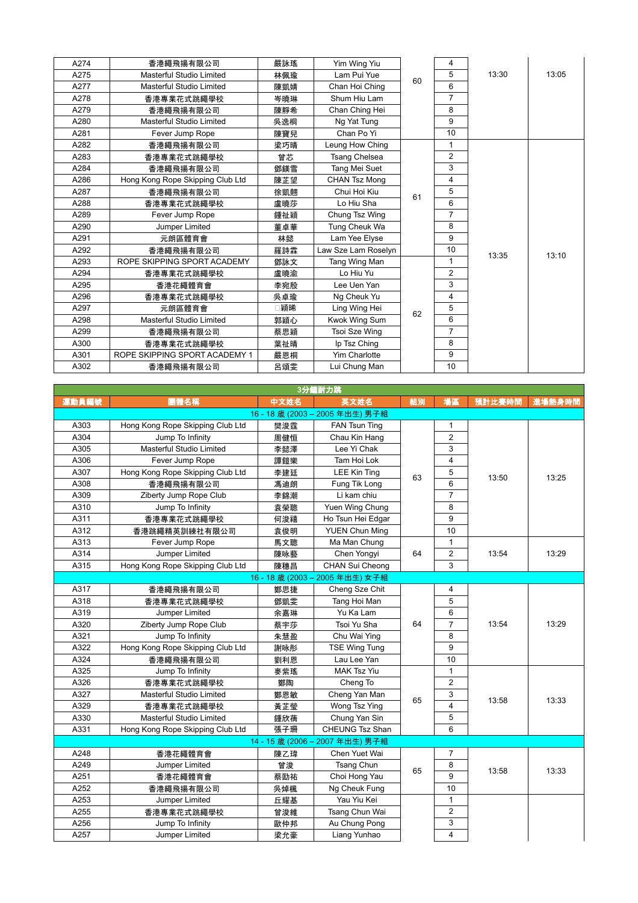| | | | | | | | |
|---|---|---|---|---|---|---|---|
| A274 | 香港繩飛揚有限公司 | 嚴詠瑤 | Yim Wing Yiu | 60 | 4 | 13:30 | 13:05 |
| A275 | Masterful Studio Limited | 林佩瑜 | Lam Pui Yue | | 5 | | |
| A277 | Masterful Studio Limited | 陳凱晴 | Chan Hoi Ching | | 6 | | |
| A278 | 香港專業花式跳繩學校 | 岑曉琳 | Shum Hiu Lam | | 7 | | |
| A279 | 香港繩飛揚有限公司 | 陳靜希 | Chan Ching Hei | | 8 | | |
| A280 | Masterful Studio Limited | 吳逸桐 | Ng Yat Tung | | 9 | | |
| A281 | Fever Jump Rope | 陳寶兒 | Chan Po Yi | | 10 | | |
| A282 | 香港繩飛揚有限公司 | 梁巧晴 | Leung How Ching | 61 | 1 | 13:35 | 13:10 |
| A283 | 香港專業花式跳繩學校 | 曾芯 | Tsang Chelsea | | 2 | | |
| A284 | 香港繩飛揚有限公司 | 鄧鎂雪 | Tang Mei Suet | | 3 | | |
| A286 | Hong Kong Rope Skipping Club Ltd | 陳芷望 | CHAN Tsz Mong | | 4 | | |
| A287 | 香港繩飛揚有限公司 | 徐凱翹 | Chui Hoi Kiu | | 5 | | |
| A288 | 香港專業花式跳繩學校 | 盧曉莎 | Lo Hiu Sha | | 6 | | |
| A289 | Fever Jump Rope | 鍾祉穎 | Chung Tsz Wing | | 7 | | |
| A290 | Jumper Limited | 董卓華 | Tung Cheuk Wa | | 8 | | |
| A291 | 元朗區體育會 | 林懿 | Lam Yee Elyse | | 9 | | |
| A292 | 香港繩飛揚有限公司 | 羅詩霖 | Law Sze Lam Roselyn | | 10 | | |
| A293 | ROPE SKIPPING SPORT ACADEMY | 鄧詠文 | Tang Wing Man | 62 | 1 | | |
| A294 | 香港專業花式跳繩學校 | 盧曉渝 | Lo Hiu Yu | | 2 | | |
| A295 | 香港花繩體育會 | 李宛殷 | Lee Uen Yan | | 3 | | |
| A296 | 香港專業花式跳繩學校 | 吳卓瑜 | Ng Cheuk Yu | | 4 | | |
| A297 | 元朗區體育會 | □穎晞 | Ling Wing Hei | | 5 | | |
| A298 | Masterful Studio Limited | 郭穎心 | Kwok Wing Sum | | 6 | | |
| A299 | 香港繩飛揚有限公司 | 蔡思穎 | Tsoi Sze Wing | | 7 | | |
| A300 | 香港專業花式跳繩學校 | 葉祉晴 | Ip Tsz Ching | | 8 | | |
| A301 | ROPE SKIPPING SPORT ACADEMY 1 | 嚴恩桐 | Yim Charlotte | | 9 | | |
| A302 | 香港繩飛揚有限公司 | 呂頌雯 | Lui Chung Man | | 10 | | |

| 3分鐘耐力跳 | | | | | | | |
|---|---|---|---|---|---|---|---|
| 運動員編號 | 團體名稱 | 中文姓名 | 英文姓名 | 組別 | 場區 | 預計比賽時間 | 進場熱身時間 |
| 16 - 18 歲 (2003 – 2005 年出生) 男子組 | | | | | | | |
| A303 | Hong Kong Rope Skipping Club Ltd | 樊浚霆 | FAN Tsun Ting | 63 | 1 | 13:50 | 13:25 |
| A304 | Jump To Infinity | 周健恒 | Chau Kin Hang | | 2 | | |
| A305 | Masterful Studio Limited | 李懿澤 | Lee Yi Chak | | 3 | | |
| A306 | Fever Jump Rope | 譚鎧樂 | Tam Hoi Lok | | 4 | | |
| A307 | Hong Kong Rope Skipping Club Ltd | 李建廷 | LEE Kin Ting | | 5 | | |
| A308 | 香港繩飛揚有限公司 | 馮迪朗 | Fung Tik Long | | 6 | | |
| A309 | Ziberty Jump Rope Club | 李錦潮 | Li kam chiu | | 7 | | |
| A310 | Jump To Infinity | 袁榮聰 | Yuen Wing Chung | | 8 | | |
| A311 | 香港專業花式跳繩學校 | 何浚禧 | Ho Tsun Hei Edgar | | 9 | | |
| A312 | 香港跳繩精英訓練社有限公司 | 袁俊明 | YUEN Chun Ming | | 10 | | |
| A313 | Fever Jump Rope | 馬文聰 | Ma Man Chung | 64 | 1 | 13:54 | 13:29 |
| A314 | Jumper Limited | 陳咏藝 | Chen Yongyi | | 2 | | |
| A315 | Hong Kong Rope Skipping Club Ltd | 陳穗昌 | CHAN Sui Cheong | | 3 | | |
| 16 - 18 歲 (2003 – 2005 年出生) 女子組 | | | | | | | |
| A317 | 香港繩飛揚有限公司 | 鄭思捷 | Cheng Sze Chit | 64 | 4 | 13:54 | 13:29 |
| A318 | 香港專業花式跳繩學校 | 鄧凱雯 | Tang Hoi Man | | 5 | | |
| A319 | Jumper Limited | 余嘉琳 | Yu Ka Lam | | 6 | | |
| A320 | Ziberty Jump Rope Club | 蔡宇莎 | Tsoi Yu Sha | | 7 | | |
| A321 | Jump To Infinity | 朱慧盈 | Chu Wai Ying | | 8 | | |
| A322 | Hong Kong Rope Skipping Club Ltd | 謝咏彤 | TSE Wing Tung | | 9 | | |
| A324 | 香港繩飛揚有限公司 | 劉利恩 | Lau Lee Yan | | 10 | | |
| A325 | Jump To Infinity | 麥紫瑤 | MAK Tsz Yiu | 65 | 1 | 13:58 | 13:33 |
| A326 | 香港專業花式跳繩學校 | 鄭陶 | Cheng To | | 2 | | |
| A327 | Masterful Studio Limited | 鄭恩敏 | Cheng Yan Man | | 3 | | |
| A329 | 香港專業花式跳繩學校 | 黃芷瑩 | Wong Tsz Ying | | 4 | | |
| A330 | Masterful Studio Limited | 鍾欣倩 | Chung Yan Sin | | 5 | | |
| A331 | Hong Kong Rope Skipping Club Ltd | 張子珊 | CHEUNG Tsz Shan | | 6 | | |
| 14 - 15 歲 (2006 – 2007 年出生) 男子組 | | | | | | | |
| A248 | 香港花繩體育會 | 陳乙瑋 | Chen Yuet Wai | 65 | 7 | 13:58 | 13:33 |
| A249 | Jumper Limited | 曾浚 | Tsang Chun | | 8 | | |
| A251 | 香港花繩體育會 | 蔡劻祐 | Choi Hong Yau | | 9 | | |
| A252 | 香港繩飛揚有限公司 | 吳焯楓 | Ng Cheuk Fung | | 10 | | |
| A253 | Jumper Limited | 丘耀基 | Yau Yiu Kei | | 1 | | |
| A255 | 香港專業花式跳繩學校 | 曾浚維 | Tsang Chun Wai | | 2 | | |
| A256 | Jump To Infinity | 歐仲邦 | Au Chung Pong | | 3 | | |
| A257 | Jumper Limited | 梁允豪 | Liang Yunhao | | 4 | | |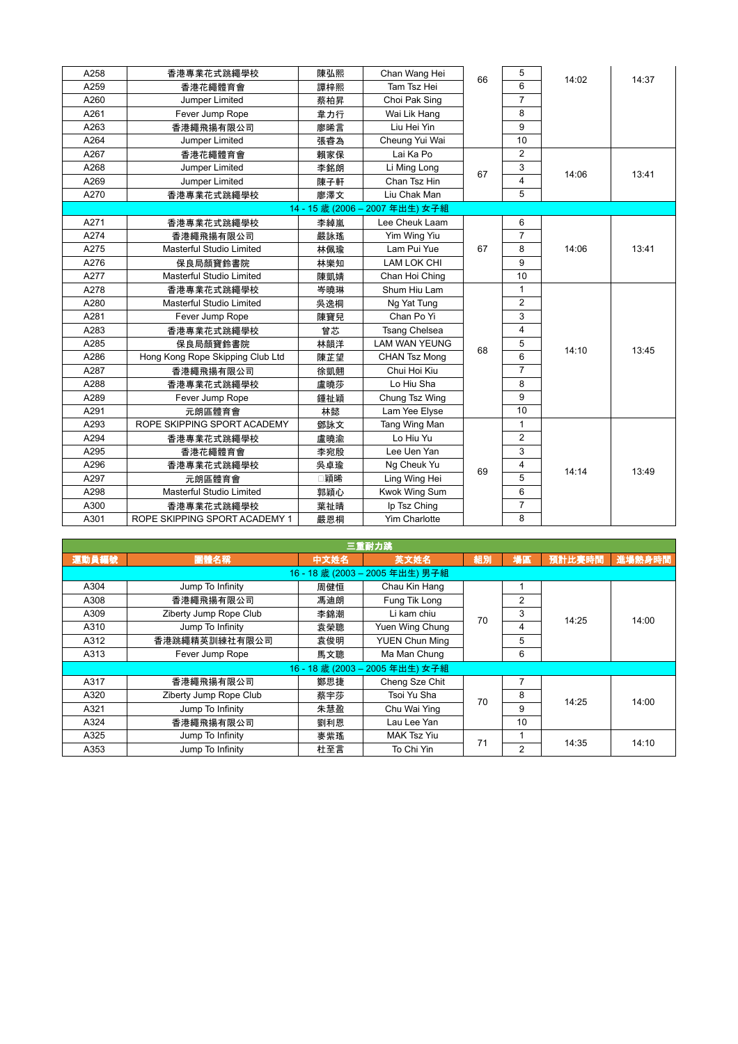| | | | | | | | |
|---|---|---|---|---|---|---|---|
| A258 | 香港專業花式跳繩學校 | 陳弘熙 | Chan Wang Hei | 66 | 5 | 14:02 | 14:37 |
| A259 | 香港花繩體育會 | 譚梓熙 | Tam Tsz Hei | | 6 | | |
| A260 | Jumper Limited | 蔡柏昇 | Choi Pak Sing | | 7 | | |
| A261 | Fever Jump Rope | 韋力行 | Wai Lik Hang | | 8 | | |
| A263 | 香港繩飛揚有限公司 | 廖晞言 | Liu Hei Yin | | 9 | | |
| A264 | Jumper Limited | 張睿為 | Cheung Yui Wai | | 10 | | |
| A267 | 香港花繩體育會 | 賴家保 | Lai Ka Po | 67 | 2 | 14:06 | 13:41 |
| A268 | Jumper Limited | 李銘朗 | Li Ming Long | | 3 | | |
| A269 | Jumper Limited | 陳子軒 | Chan Tsz Hin | | 4 | | |
| A270 | 香港專業花式跳繩學校 | 廖澤文 | Liu Chak Man | | 5 | | |
| 14 - 15 歲 (2006 – 2007 年出生) 女子組 | | | | | | | |
| A271 | 香港專業花式跳繩學校 | 李綽嵐 | Lee Cheuk Laam | 67 | 6 | 14:06 | 13:41 |
| A274 | 香港繩飛揚有限公司 | 嚴詠瑤 | Yim Wing Yiu | | 7 | | |
| A275 | Masterful Studio Limited | 林佩瑜 | Lam Pui Yue | | 8 | | |
| A276 | 保良局顏寶鈴書院 | 林樂知 | LAM LOK CHI | | 9 | | |
| A277 | Masterful Studio Limited | 陳凱婧 | Chan Hoi Ching | | 10 | | |
| A278 | 香港專業花式跳繩學校 | 岑曉琳 | Shum Hiu Lam | 68 | 1 | 14:10 | 13:45 |
| A280 | Masterful Studio Limited | 吳逸桐 | Ng Yat Tung | | 2 | | |
| A281 | Fever Jump Rope | 陳寶兒 | Chan Po Yi | | 3 | | |
| A283 | 香港專業花式跳繩學校 | 曾芯 | Tsang Chelsea | | 4 | | |
| A285 | 保良局顏寶鈴書院 | 林韻洋 | LAM WAN YEUNG | | 5 | | |
| A286 | Hong Kong Rope Skipping Club Ltd | 陳芷望 | CHAN Tsz Mong | | 6 | | |
| A287 | 香港繩飛揚有限公司 | 徐凱翹 | Chui Hoi Kiu | | 7 | | |
| A288 | 香港專業花式跳繩學校 | 盧曉莎 | Lo Hiu Sha | | 8 | | |
| A289 | Fever Jump Rope | 鍾祉穎 | Chung Tsz Wing | | 9 | | |
| A291 | 元朗區體育會 | 林懿 | Lam Yee Elyse | | 10 | | |
| A293 | ROPE SKIPPING SPORT ACADEMY | 鄧詠文 | Tang Wing Man | 69 | 1 | 14:14 | 13:49 |
| A294 | 香港專業花式跳繩學校 | 盧曉渝 | Lo Hiu Yu | | 2 | | |
| A295 | 香港花繩體育會 | 李宛殷 | Lee Uen Yan | | 3 | | |
| A296 | 香港專業花式跳繩學校 | 吳卓瑜 | Ng Cheuk Yu | | 4 | | |
| A297 | 元朗區體育會 | □穎晞 | Ling Wing Hei | | 5 | | |
| A298 | Masterful Studio Limited | 郭穎心 | Kwok Wing Sum | | 6 | | |
| A300 | 香港專業花式跳繩學校 | 葉祉晴 | Ip Tsz Ching | | 7 | | |
| A301 | ROPE SKIPPING SPORT ACADEMY 1 | 嚴恩桐 | Yim Charlotte | | 8 | | |

三重耐力跳

| 運動員編號 | 團體名稱 | 中文姓名 | 英文姓名 | 組別 | 場區 | 預計比賽時間 | 進場熱身時間 |
|---|---|---|---|---|---|---|---|
| 16 - 18 歲 (2003 – 2005 年出生) 男子組 | | | | | | | |
| A304 | Jump To Infinity | 周健恒 | Chau Kin Hang | 70 | 1 | 14:25 | 14:00 |
| A308 | 香港繩飛揚有限公司 | 馮迪朗 | Fung Tik Long | | 2 | | |
| A309 | Ziberty Jump Rope Club | 李錦潮 | Li kam chiu | | 3 | | |
| A310 | Jump To Infinity | 袁榮聰 | Yuen Wing Chung | | 4 | | |
| A312 | 香港跳繩精英訓練社有限公司 | 袁俊明 | YUEN Chun Ming | | 5 | | |
| A313 | Fever Jump Rope | 馬文聰 | Ma Man Chung | | 6 | | |
| 16 - 18 歲 (2003 – 2005 年出生) 女子組 | | | | | | | |
| A317 | 香港繩飛揚有限公司 | 鄭思捷 | Cheng Sze Chit | 70 | 7 | 14:25 | 14:00 |
| A320 | Ziberty Jump Rope Club | 蔡宇莎 | Tsoi Yu Sha | | 8 | | |
| A321 | Jump To Infinity | 朱慧盈 | Chu Wai Ying | | 9 | | |
| A324 | 香港繩飛揚有限公司 | 劉利恩 | Lau Lee Yan | | 10 | | |
| A325 | Jump To Infinity | 麥紫瑤 | MAK Tsz Yiu | 71 | 1 | 14:35 | 14:10 |
| A353 | Jump To Infinity | 杜至言 | To Chi Yin | | 2 | | |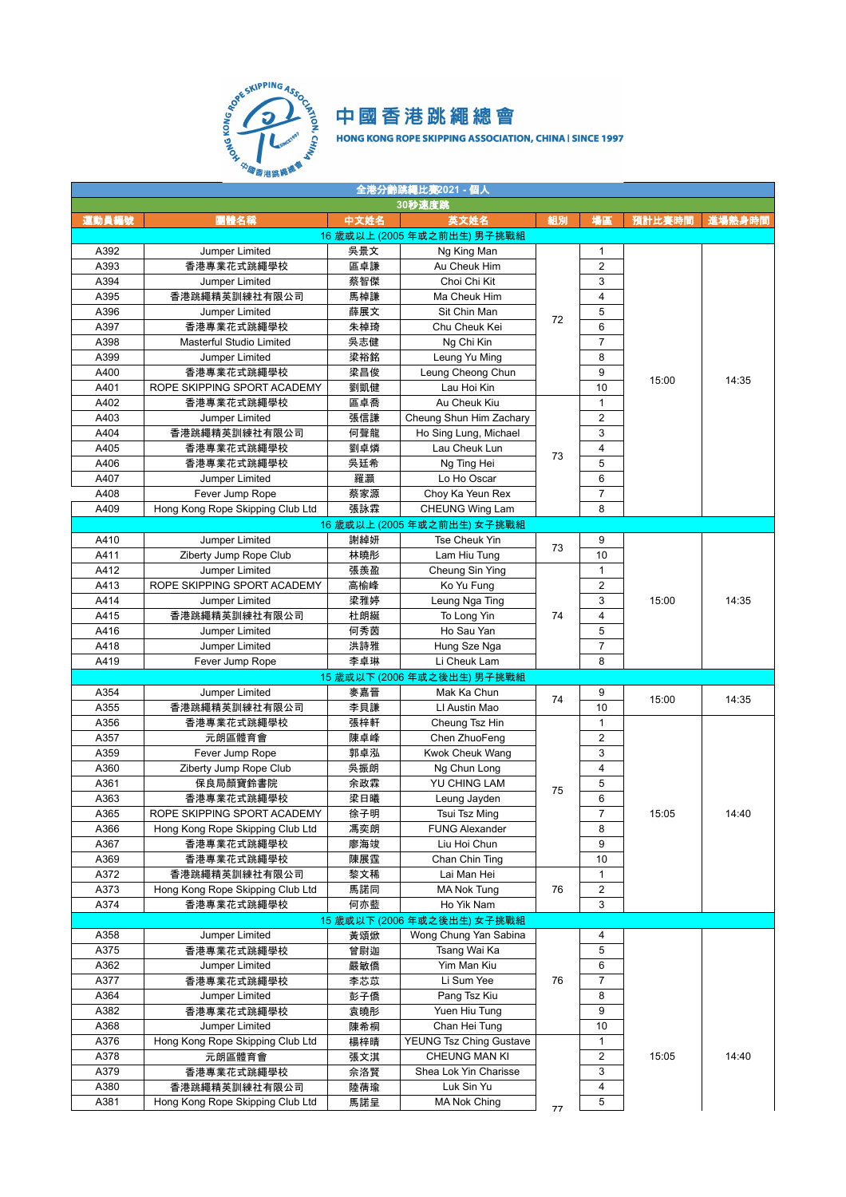# 中國香港跳繩總會

HONG KONG ROPE SKIPPING ASSOCIATION, CHINA | SINCE 1997

## 全港分齡跳繩比賽2021 - 個人

### 30秒速度跳

| 運動員編號 | 團體名稱 | 中文姓名 | 英文姓名 | 組別 | 場區 | 預計比賽時間 | 進場熱身時間 |
|---|---|---|---|---|---|---|---|
| 16 歲或以上 (2005 年或之前出生) 男子挑戰組 | | | | | | | |
| A392 | Jumper Limited | 吳景文 | Ng King Man | 72 | 1 | 15:00 | 14:35 |
| A393 | 香港專業花式跳繩學校 | 區卓謙 | Au Cheuk Him | 72 | 2 | 15:00 | 14:35 |
| A394 | Jumper Limited | 蔡智傑 | Choi Chi Kit | 72 | 3 | 15:00 | 14:35 |
| A395 | 香港跳繩精英訓練社有限公司 | 馬棹謙 | Ma Cheuk Him | 72 | 4 | 15:00 | 14:35 |
| A396 | Jumper Limited | 薛展文 | Sit Chin Man | 72 | 5 | 15:00 | 14:35 |
| A397 | 香港專業花式跳繩學校 | 朱棹琦 | Chu Cheuk Kei | 72 | 6 | 15:00 | 14:35 |
| A398 | Masterful Studio Limited | 吳志健 | Ng Chi Kin | 72 | 7 | 15:00 | 14:35 |
| A399 | Jumper Limited | 梁裕銘 | Leung Yu Ming | 72 | 8 | 15:00 | 14:35 |
| A400 | 香港專業花式跳繩學校 | 梁昌俊 | Leung Cheong Chun | 72 | 9 | 15:00 | 14:35 |
| A401 | ROPE SKIPPING SPORT ACADEMY | 劉凱健 | Lau Hoi Kin | 72 | 10 | 15:00 | 14:35 |
| A402 | 香港專業花式跳繩學校 | 區卓喬 | Au Cheuk Kiu | 73 | 1 | 15:00 | 14:35 |
| A403 | Jumper Limited | 張信謙 | Cheung Shun Him Zachary | 73 | 2 | 15:00 | 14:35 |
| A404 | 香港跳繩精英訓練社有限公司 | 何聲龍 | Ho Sing Lung, Michael | 73 | 3 | 15:00 | 14:35 |
| A405 | 香港專業花式跳繩學校 | 劉卓燐 | Lau Cheuk Lun | 73 | 4 | 15:00 | 14:35 |
| A406 | 香港專業花式跳繩學校 | 吳廷希 | Ng Ting Hei | 73 | 5 | 15:00 | 14:35 |
| A407 | Jumper Limited | 羅灝 | Lo Ho Oscar | 73 | 6 | 15:00 | 14:35 |
| A408 | Fever Jump Rope | 蔡家源 | Choy Ka Yeun Rex | 73 | 7 | 15:00 | 14:35 |
| A409 | Hong Kong Rope Skipping Club Ltd | 張詠霖 | CHEUNG Wing Lam | 73 | 8 | 15:00 | 14:35 |
| 16 歲或以上 (2005 年或之前出生) 女子挑戰組 | | | | | | | |
| A410 | Jumper Limited | 謝綽妍 | Tse Cheuk Yin | 73 | 9 | 15:00 | 14:35 |
| A411 | Ziberty Jump Rope Club | 林曉彤 | Lam Hiu Tung | 73 | 10 | 15:00 | 14:35 |
| A412 | Jumper Limited | 張羨盈 | Cheung Sin Ying | 74 | 1 | 15:00 | 14:35 |
| A413 | ROPE SKIPPING SPORT ACADEMY | 高榆峰 | Ko Yu Fung | 74 | 2 | 15:00 | 14:35 |
| A414 | Jumper Limited | 梁雅婷 | Leung Nga Ting | 74 | 3 | 15:00 | 14:35 |
| A415 | 香港跳繩精英訓練社有限公司 | 杜朗綖 | To Long Yin | 74 | 4 | 15:00 | 14:35 |
| A416 | Jumper Limited | 何秀茵 | Ho Sau Yan | 74 | 5 | 15:00 | 14:35 |
| A418 | Jumper Limited | 洪詩雅 | Hung Sze Nga | 74 | 7 | 15:00 | 14:35 |
| A419 | Fever Jump Rope | 李卓琳 | Li Cheuk Lam | 74 | 8 | 15:00 | 14:35 |
| 15 歲或以下 (2006 年或之後出生) 男子挑戰組 | | | | | | | |
| A354 | Jumper Limited | 麥嘉晉 | Mak Ka Chun | 74 | 9 | 15:00 | 14:35 |
| A355 | 香港跳繩精英訓練社有限公司 | 李貝謙 | LI Austin Mao | 74 | 10 | 15:00 | 14:35 |
| A356 | 香港專業花式跳繩學校 | 張梓軒 | Cheung Tsz Hin | 75 | 1 | 15:05 | 14:40 |
| A357 | 元朗區體育會 | 陳卓峰 | Chen ZhuoFeng | 75 | 2 | 15:05 | 14:40 |
| A359 | Fever Jump Rope | 郭卓泓 | Kwok Cheuk Wang | 75 | 3 | 15:05 | 14:40 |
| A360 | Ziberty Jump Rope Club | 吳振朗 | Ng Chun Long | 75 | 4 | 15:05 | 14:40 |
| A361 | 保良局顏寶鈴書院 | 余政霖 | YU CHING LAM | 75 | 5 | 15:05 | 14:40 |
| A363 | 香港專業花式跳繩學校 | 梁日曦 | Leung Jayden | 75 | 6 | 15:05 | 14:40 |
| A365 | ROPE SKIPPING SPORT ACADEMY | 徐子明 | Tsui Tsz Ming | 75 | 7 | 15:05 | 14:40 |
| A366 | Hong Kong Rope Skipping Club Ltd | 馮奕朗 | FUNG Alexander | 75 | 8 | 15:05 | 14:40 |
| A367 | 香港專業花式跳繩學校 | 廖海竣 | Liu Hoi Chun | 75 | 9 | 15:05 | 14:40 |
| A369 | 香港專業花式跳繩學校 | 陳展霆 | Chan Chin Ting | 75 | 10 | 15:05 | 14:40 |
| A372 | 香港跳繩精英訓練社有限公司 | 黎文稀 | Lai Man Hei | 76 | 1 | 15:05 | 14:40 |
| A373 | Hong Kong Rope Skipping Club Ltd | 馬諾同 | MA Nok Tung | 76 | 2 | 15:05 | 14:40 |
| A374 | 香港專業花式跳繩學校 | 何亦藍 | Ho Yik Nam | 76 | 3 | 15:05 | 14:40 |
| 15 歲或以下 (2006 年或之後出生) 女子挑戰組 | | | | | | | |
| A358 | Jumper Limited | 黃頌欣 | Wong Chung Yan Sabina | 76 | 4 | 15:05 | 14:40 |
| A375 | 香港專業花式跳繩學校 | 曾尉迦 | Tsang Wai Ka | 76 | 5 | 15:05 | 14:40 |
| A362 | Jumper Limited | 嚴敏僑 | Yim Man Kiu | 76 | 6 | 15:05 | 14:40 |
| A377 | 香港專業花式跳繩學校 | 李芯苡 | Li Sum Yee | 76 | 7 | 15:05 | 14:40 |
| A364 | Jumper Limited | 彭子僑 | Pang Tsz Kiu | 76 | 8 | 15:05 | 14:40 |
| A382 | 香港專業花式跳繩學校 | 袁曉彤 | Yuen Hiu Tung | 76 | 9 | 15:05 | 14:40 |
| A368 | Jumper Limited | 陳希桐 | Chan Hei Tung | 76 | 10 | 15:05 | 14:40 |
| A376 | Hong Kong Rope Skipping Club Ltd | 楊梓晴 | YEUNG Tsz Ching Gustave | 77 | 1 | 15:05 | 14:40 |
| A378 | 元朗區體育會 | 張文淇 | CHEUNG MAN KI | 77 | 2 | 15:05 | 14:40 |
| A379 | 香港專業花式跳繩學校 | 佘洛賢 | Shea Lok Yin Charisse | 77 | 3 | 15:05 | 14:40 |
| A380 | 香港跳繩精英訓練社有限公司 | 陸蒨瑜 | Luk Sin Yu | 77 | 4 | 15:05 | 14:40 |
| A381 | Hong Kong Rope Skipping Club Ltd | 馬諾呈 | MA Nok Ching | 77 | 5 | 15:05 | 14:40 |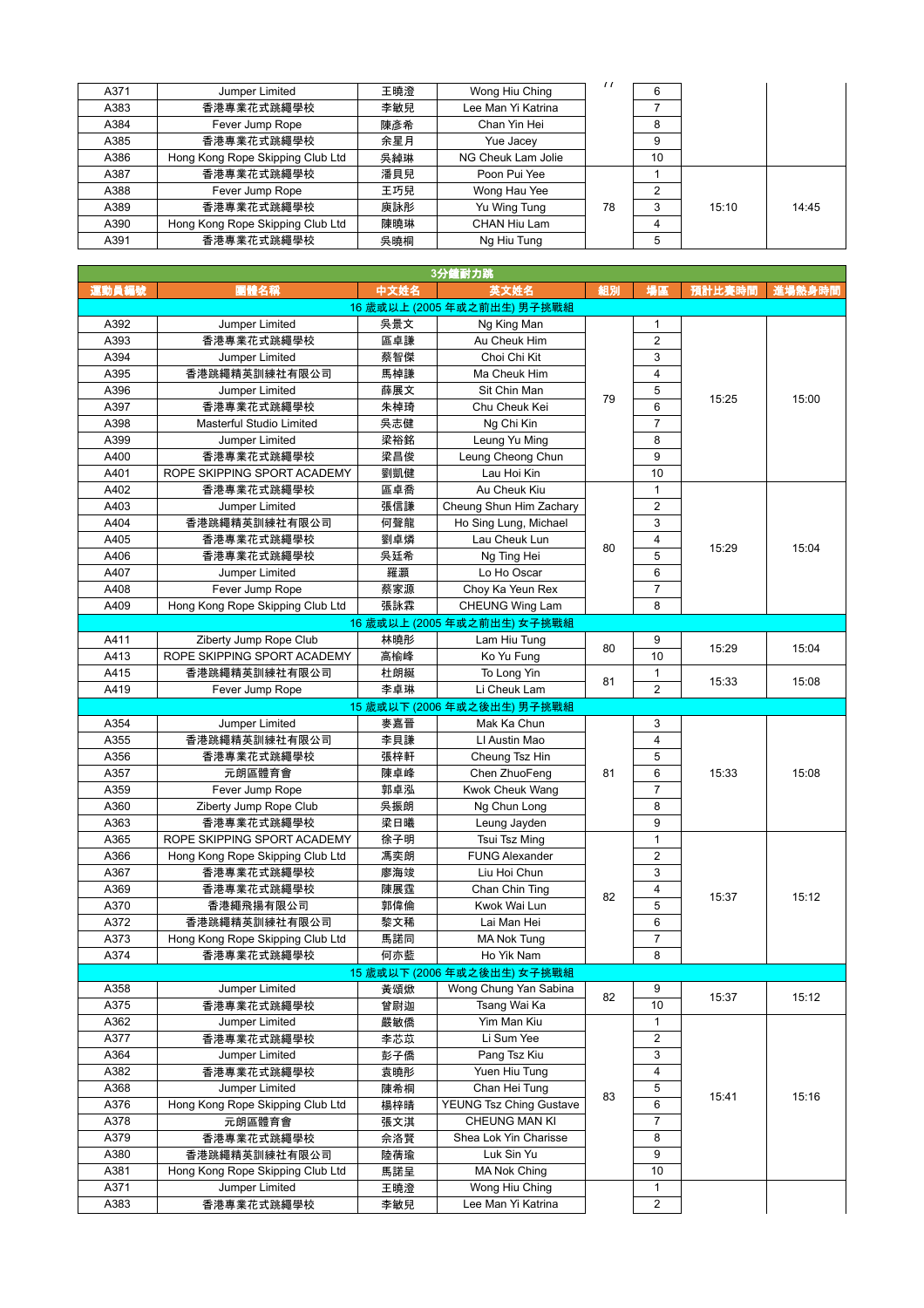| | | | | | | | |
|---|---|---|---|---|---|---|---|
| A371 | Jumper Limited | 王曉澄 | Wong Hiu Ching | 77 | 6 | | |
| A383 | 香港專業花式跳繩學校 | 李敏兒 | Lee Man Yi Katrina | | 7 | | |
| A384 | Fever Jump Rope | 陳彥希 | Chan Yin Hei | | 8 | | |
| A385 | 香港專業花式跳繩學校 | 余星月 | Yue Jacey | | 9 | | |
| A386 | Hong Kong Rope Skipping Club Ltd | 吳綽琳 | NG Cheuk Lam Jolie | | 10 | | |
| A387 | 香港專業花式跳繩學校 | 潘貝兒 | Poon Pui Yee | 78 | 1 | 15:10 | 14:45 |
| A388 | Fever Jump Rope | 王巧兒 | Wong Hau Yee | | 2 | | |
| A389 | 香港專業花式跳繩學校 | 庾詠彤 | Yu Wing Tung | | 3 | | |
| A390 | Hong Kong Rope Skipping Club Ltd | 陳曉琳 | CHAN Hiu Lam | | 4 | | |
| A391 | 香港專業花式跳繩學校 | 吳曉桐 | Ng Hiu Tung | | 5 | | |

**3分鐘耐力跳**

| 運動員編號 | 團體名稱 | 中文姓名 | 英文姓名 | 組別 | 場區 | 預計比賽時間 | 進場熱身時間 |
|---|---|---|---|---|---|---|---|
| **16 歲或以上 (2005 年或之前出生) 男子挑戰組** | | | | | | | |
| A392 | Jumper Limited | 吳景文 | Ng King Man | 79 | 1 | 15:25 | 15:00 |
| A393 | 香港專業花式跳繩學校 | 區卓謙 | Au Cheuk Him | | 2 | | |
| A394 | Jumper Limited | 蔡智傑 | Choi Chi Kit | | 3 | | |
| A395 | 香港跳繩精英訓練社有限公司 | 馬棹謙 | Ma Cheuk Him | | 4 | | |
| A396 | Jumper Limited | 薛展文 | Sit Chin Man | | 5 | | |
| A397 | 香港專業花式跳繩學校 | 朱棹琦 | Chu Cheuk Kei | | 6 | | |
| A398 | Masterful Studio Limited | 吳志健 | Ng Chi Kin | | 7 | | |
| A399 | Jumper Limited | 梁裕銘 | Leung Yu Ming | | 8 | | |
| A400 | 香港專業花式跳繩學校 | 梁昌俊 | Leung Cheong Chun | | 9 | | |
| A401 | ROPE SKIPPING SPORT ACADEMY | 劉凱健 | Lau Hoi Kin | | 10 | | |
| A402 | 香港專業花式跳繩學校 | 區卓喬 | Au Cheuk Kiu | 80 | 1 | 15:29 | 15:04 |
| A403 | Jumper Limited | 張信謙 | Cheung Shun Him Zachary | | 2 | | |
| A404 | 香港跳繩精英訓練社有限公司 | 何聲龍 | Ho Sing Lung, Michael | | 3 | | |
| A405 | 香港專業花式跳繩學校 | 劉卓燐 | Lau Cheuk Lun | | 4 | | |
| A406 | 香港專業花式跳繩學校 | 吳廷希 | Ng Ting Hei | | 5 | | |
| A407 | Jumper Limited | 羅灝 | Lo Ho Oscar | | 6 | | |
| A408 | Fever Jump Rope | 蔡家源 | Choy Ka Yeun Rex | | 7 | | |
| A409 | Hong Kong Rope Skipping Club Ltd | 張詠霖 | CHEUNG Wing Lam | | 8 | | |
| **16 歲或以上 (2005 年或之前出生) 女子挑戰組** | | | | | | | |
| A411 | Ziberty Jump Rope Club | 林曉彤 | Lam Hiu Tung | 80 | 9 | 15:29 | 15:04 |
| A413 | ROPE SKIPPING SPORT ACADEMY | 高榆峰 | Ko Yu Fung | | 10 | | |
| A415 | 香港跳繩精英訓練社有限公司 | 杜朗縈 | To Long Yin | 81 | 1 | 15:33 | 15:08 |
| A419 | Fever Jump Rope | 李卓琳 | Li Cheuk Lam | | 2 | | |
| **15 歲或以下 (2006 年或之後出生) 男子挑戰組** | | | | | | | |
| A354 | Jumper Limited | 麥嘉晉 | Mak Ka Chun | 81 | 3 | 15:33 | 15:08 |
| A355 | 香港跳繩精英訓練社有限公司 | 李貝謙 | LI Austin Mao | | 4 | | |
| A356 | 香港專業花式跳繩學校 | 張梓軒 | Cheung Tsz Hin | | 5 | | |
| A357 | 元朗區體育會 | 陳卓峰 | Chen ZhuoFeng | | 6 | | |
| A359 | Fever Jump Rope | 郭卓泓 | Kwok Cheuk Wang | | 7 | | |
| A360 | Ziberty Jump Rope Club | 吳振朗 | Ng Chun Long | | 8 | | |
| A363 | 香港專業花式跳繩學校 | 梁日曦 | Leung Jayden | | 9 | | |
| A365 | ROPE SKIPPING SPORT ACADEMY | 徐子明 | Tsui Tsz Ming | 82 | 1 | 15:37 | 15:12 |
| A366 | Hong Kong Rope Skipping Club Ltd | 馮奕朗 | FUNG Alexander | | 2 | | |
| A367 | 香港專業花式跳繩學校 | 廖海竣 | Liu Hoi Chun | | 3 | | |
| A369 | 香港專業花式跳繩學校 | 陳展霆 | Chan Chin Ting | | 4 | | |
| A370 | 香港繩飛揚有限公司 | 郭偉倫 | Kwok Wai Lun | | 5 | | |
| A372 | 香港跳繩精英訓練社有限公司 | 黎文稀 | Lai Man Hei | | 6 | | |
| A373 | Hong Kong Rope Skipping Club Ltd | 馬諾同 | MA Nok Tung | | 7 | | |
| A374 | 香港專業花式跳繩學校 | 何亦藍 | Ho Yik Nam | | 8 | | |
| **15 歲或以下 (2006 年或之後出生) 女子挑戰組** | | | | | | | |
| A358 | Jumper Limited | 黃頌欣 | Wong Chung Yan Sabina | 82 | 9 | 15:37 | 15:12 |
| A375 | 香港專業花式跳繩學校 | 曾尉迦 | Tsang Wai Ka | | 10 | | |
| A362 | Jumper Limited | 嚴敏僑 | Yim Man Kiu | 83 | 1 | 15:41 | 15:16 |
| A377 | 香港專業花式跳繩學校 | 李芯苡 | Li Sum Yee | | 2 | | |
| A364 | Jumper Limited | 彭子僑 | Pang Tsz Kiu | | 3 | | |
| A382 | 香港專業花式跳繩學校 | 袁曉彤 | Yuen Hiu Tung | | 4 | | |
| A368 | Jumper Limited | 陳希桐 | Chan Hei Tung | | 5 | | |
| A376 | Hong Kong Rope Skipping Club Ltd | 楊梓晴 | YEUNG Tsz Ching Gustave | | 6 | | |
| A378 | 元朗區體育會 | 張文淇 | CHEUNG MAN KI | | 7 | | |
| A379 | 香港專業花式跳繩學校 | 佘洛賢 | Shea Lok Yin Charisse | | 8 | | |
| A380 | 香港跳繩精英訓練社有限公司 | 陸蒨瑜 | Luk Sin Yu | | 9 | | |
| A381 | Hong Kong Rope Skipping Club Ltd | 馬諾呈 | MA Nok Ching | | 10 | | |
| A371 | Jumper Limited | 王曉澄 | Wong Hiu Ching | | 1 | | |
| A383 | 香港專業花式跳繩學校 | 李敏兒 | Lee Man Yi Katrina | | 2 | | |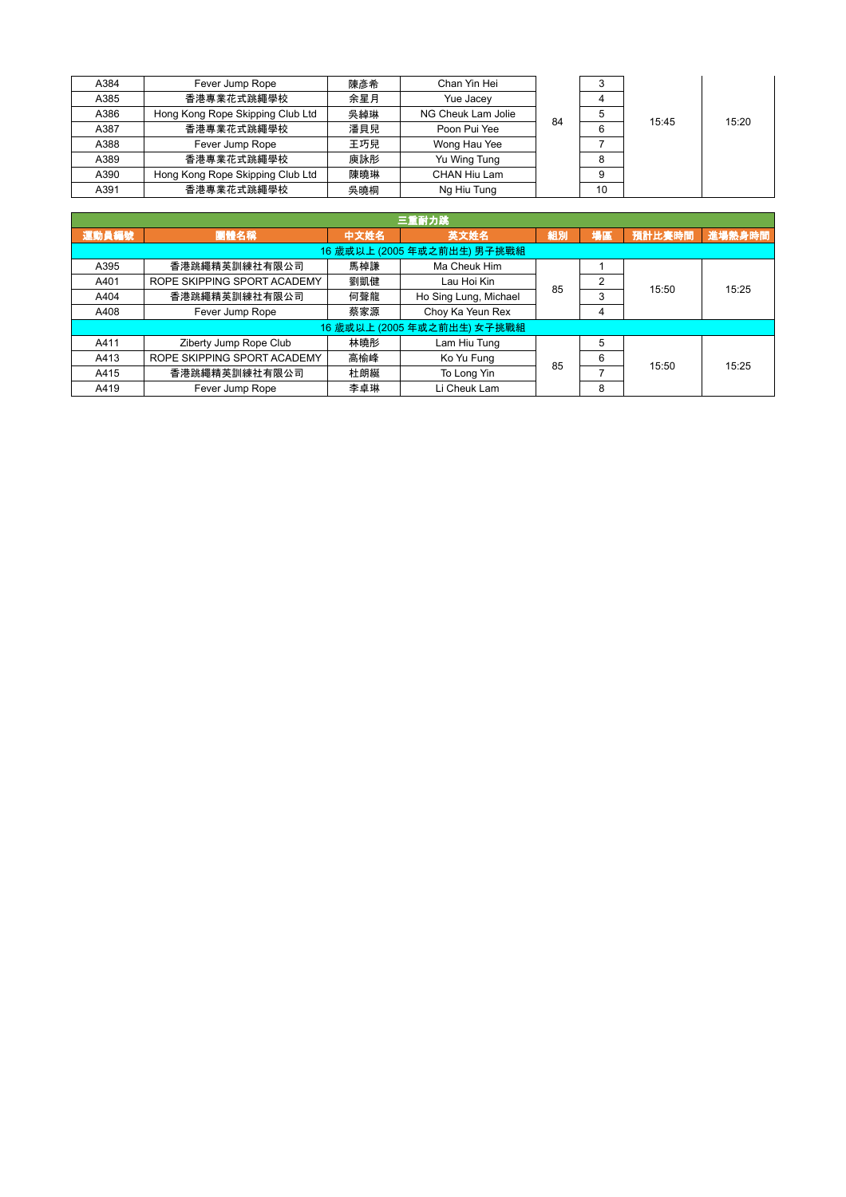| A384 | Fever Jump Rope | 陳彥希 | Chan Yin Hei | 84 | 3 | 15:45 | 15:20 |
|---|---|---|---|---|---|---|---|
| A385 | 香港專業花式跳繩學校 | 余星月 | Yue Jacey | | 4 | | |
| A386 | Hong Kong Rope Skipping Club Ltd | 吳綽琳 | NG Cheuk Lam Jolie | | 5 | | |
| A387 | 香港專業花式跳繩學校 | 潘貝兒 | Poon Pui Yee | | 6 | | |
| A388 | Fever Jump Rope | 王巧兒 | Wong Hau Yee | | 7 | | |
| A389 | 香港專業花式跳繩學校 | 庾詠彤 | Yu Wing Tung | | 8 | | |
| A390 | Hong Kong Rope Skipping Club Ltd | 陳曉琳 | CHAN Hiu Lam | | 9 | | |
| A391 | 香港專業花式跳繩學校 | 吳曉桐 | Ng Hiu Tung | | 10 | | |

| 三重耐力跳 | | | | | | | |
|---|---|---|---|---|---|---|---|
| 運動員編號 | 團體名稱 | 中文姓名 | 英文姓名 | 組別 | 場區 | 預計比賽時間 | 進場熱身時間 |
| 16 歲或以上 (2005 年或之前出生) 男子挑戰組 | | | | | | | |
| A395 | 香港跳繩精英訓練社有限公司 | 馬棹謙 | Ma Cheuk Him | 85 | 1 | 15:50 | 15:25 |
| A401 | ROPE SKIPPING SPORT ACADEMY | 劉凱健 | Lau Hoi Kin | | 2 | | |
| A404 | 香港跳繩精英訓練社有限公司 | 何聲龍 | Ho Sing Lung, Michael | | 3 | | |
| A408 | Fever Jump Rope | 蔡家源 | Choy Ka Yeun Rex | | 4 | | |
| 16 歲或以上 (2005 年或之前出生) 女子挑戰組 | | | | | | | |
| A411 | Ziberty Jump Rope Club | 林曉彤 | Lam Hiu Tung | 85 | 5 | 15:50 | 15:25 |
| A413 | ROPE SKIPPING SPORT ACADEMY | 高榆峰 | Ko Yu Fung | | 6 | | |
| A415 | 香港跳繩精英訓練社有限公司 | 杜朗綖 | To Long Yin | | 7 | | |
| A419 | Fever Jump Rope | 李卓琳 | Li Cheuk Lam | | 8 | | |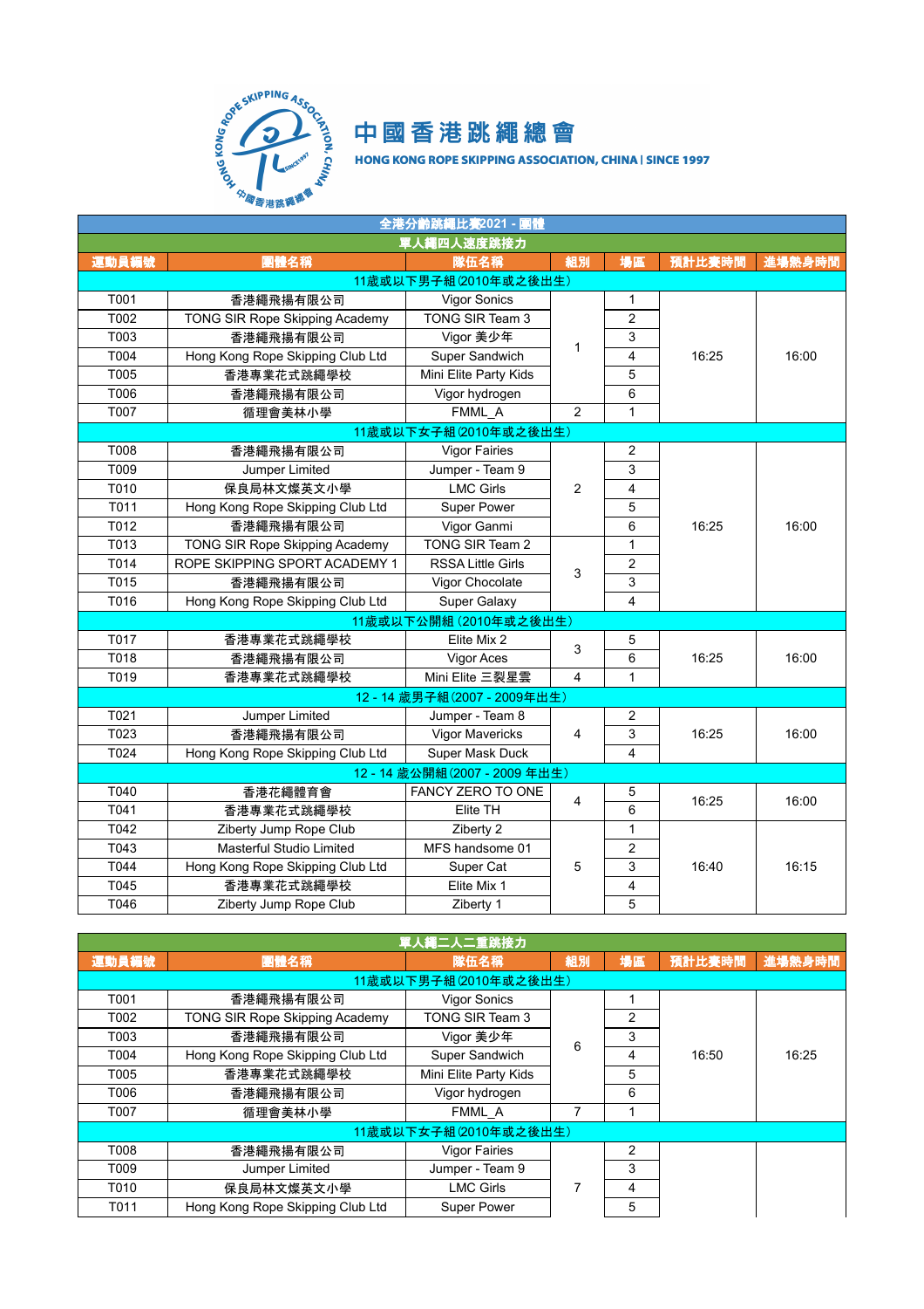# 中國香港跳繩總會

HONG KONG ROPE SKIPPING ASSOCIATION, CHINA | SINCE 1997

## 全港分齡跳繩比賽2021 - 團體

### 單人繩四人速度跳接力

| 運動員編號 | 團體名稱 | 隊伍名稱 | 組別 | 場區 | 預計比賽時間 | 進場熱身時間 |
|---|---|---|---|---|---|---|
| 11歲或以下男子組 (2010年或之後出生) | | | | | | |
| T001 | 香港繩飛揚有限公司 | Vigor Sonics | 1 | 1 | 16:25 | 16:00 |
| T002 | TONG SIR Rope Skipping Academy | TONG SIR Team 3 | 1 | 2 | 16:25 | 16:00 |
| T003 | 香港繩飛揚有限公司 | Vigor 美少年 | 1 | 3 | 16:25 | 16:00 |
| T004 | Hong Kong Rope Skipping Club Ltd | Super Sandwich | 1 | 4 | 16:25 | 16:00 |
| T005 | 香港專業花式跳繩學校 | Mini Elite Party Kids | 1 | 5 | 16:25 | 16:00 |
| T006 | 香港繩飛揚有限公司 | Vigor hydrogen | 1 | 6 | 16:25 | 16:00 |
| T007 | 循理會美林小學 | FMML_A | 2 | 1 | 16:25 | 16:00 |
| 11歲或以下女子組 (2010年或之後出生) | | | | | | |
| T008 | 香港繩飛揚有限公司 | Vigor Fairies | 2 | 2 | 16:25 | 16:00 |
| T009 | Jumper Limited | Jumper - Team 9 | 2 | 3 | 16:25 | 16:00 |
| T010 | 保良局林文燦英文小學 | LMC Girls | 2 | 4 | 16:25 | 16:00 |
| T011 | Hong Kong Rope Skipping Club Ltd | Super Power | 2 | 5 | 16:25 | 16:00 |
| T012 | 香港繩飛揚有限公司 | Vigor Ganmi | 2 | 6 | 16:25 | 16:00 |
| T013 | TONG SIR Rope Skipping Academy | TONG SIR Team 2 | 3 | 1 | 16:25 | 16:00 |
| T014 | ROPE SKIPPING SPORT ACADEMY 1 | RSSA Little Girls | 3 | 2 | 16:25 | 16:00 |
| T015 | 香港繩飛揚有限公司 | Vigor Chocolate | 3 | 3 | 16:25 | 16:00 |
| T016 | Hong Kong Rope Skipping Club Ltd | Super Galaxy | 3 | 4 | 16:25 | 16:00 |
| 11歲或以下公開組 (2010年或之後出生) | | | | | | |
| T017 | 香港專業花式跳繩學校 | Elite Mix 2 | 3 | 5 | 16:25 | 16:00 |
| T018 | 香港繩飛揚有限公司 | Vigor Aces | 3 | 6 | 16:25 | 16:00 |
| T019 | 香港專業花式跳繩學校 | Mini Elite 三裂星雲 | 4 | 1 | 16:25 | 16:00 |
| 12 - 14 歲男子組 (2007 - 2009年出生) | | | | | | |
| T021 | Jumper Limited | Jumper - Team 8 | 4 | 2 | 16:25 | 16:00 |
| T023 | 香港繩飛揚有限公司 | Vigor Mavericks | 4 | 3 | 16:25 | 16:00 |
| T024 | Hong Kong Rope Skipping Club Ltd | Super Mask Duck | 4 | 4 | 16:25 | 16:00 |
| 12 - 14 歲公開組 (2007 - 2009 年出生) | | | | | | |
| T040 | 香港花繩體育會 | FANCY ZERO TO ONE | 4 | 5 | 16:25 | 16:00 |
| T041 | 香港專業花式跳繩學校 | Elite TH | 4 | 6 | 16:25 | 16:00 |
| T042 | Ziberty Jump Rope Club | Ziberty 2 | 5 | 1 | 16:40 | 16:15 |
| T043 | Masterful Studio Limited | MFS handsome 01 | 5 | 2 | 16:40 | 16:15 |
| T044 | Hong Kong Rope Skipping Club Ltd | Super Cat | 5 | 3 | 16:40 | 16:15 |
| T045 | 香港專業花式跳繩學校 | Elite Mix 1 | 5 | 4 | 16:40 | 16:15 |
| T046 | Ziberty Jump Rope Club | Ziberty 1 | 5 | 5 | 16:40 | 16:15 |

### 單人繩二人二重跳接力

| 運動員編號 | 團體名稱 | 隊伍名稱 | 組別 | 場區 | 預計比賽時間 | 進場熱身時間 |
|---|---|---|---|---|---|---|
| 11歲或以下男子組 (2010年或之後出生) | | | | | | |
| T001 | 香港繩飛揚有限公司 | Vigor Sonics | 6 | 1 | 16:50 | 16:25 |
| T002 | TONG SIR Rope Skipping Academy | TONG SIR Team 3 | 6 | 2 | 16:50 | 16:25 |
| T003 | 香港繩飛揚有限公司 | Vigor 美少年 | 6 | 3 | 16:50 | 16:25 |
| T004 | Hong Kong Rope Skipping Club Ltd | Super Sandwich | 6 | 4 | 16:50 | 16:25 |
| T005 | 香港專業花式跳繩學校 | Mini Elite Party Kids | 6 | 5 | 16:50 | 16:25 |
| T006 | 香港繩飛揚有限公司 | Vigor hydrogen | 6 | 6 | 16:50 | 16:25 |
| T007 | 循理會美林小學 | FMML_A | 7 | 1 | 16:50 | 16:25 |
| 11歲或以下女子組 (2010年或之後出生) | | | | | | |
| T008 | 香港繩飛揚有限公司 | Vigor Fairies | 7 | 2 | | |
| T009 | Jumper Limited | Jumper - Team 9 | 7 | 3 | | |
| T010 | 保良局林文燦英文小學 | LMC Girls | 7 | 4 | | |
| T011 | Hong Kong Rope Skipping Club Ltd | Super Power | 7 | 5 | | |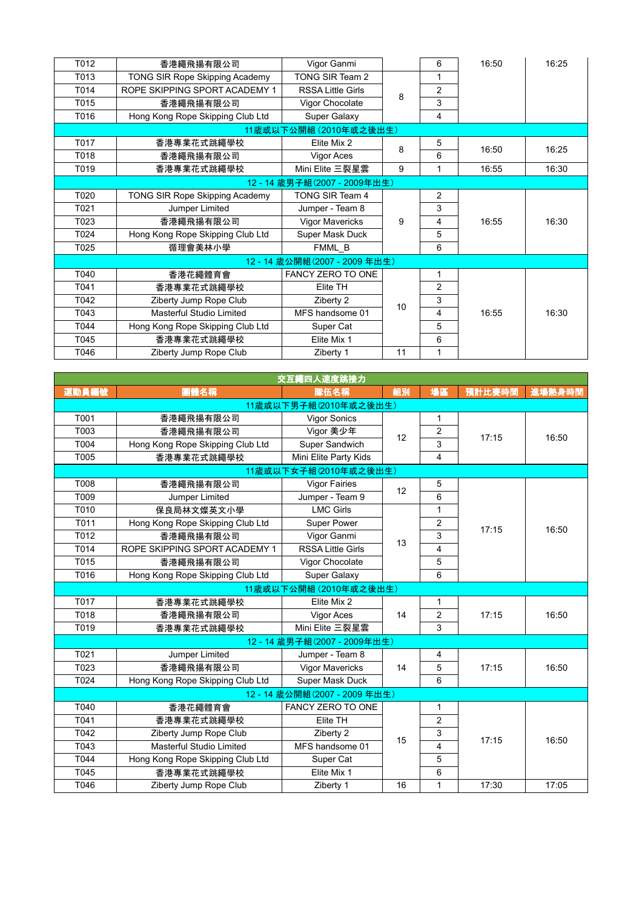| T012 | 香港繩飛揚有限公司 | Vigor Ganmi | | 6 | 16:50 | 16:25 |
|---|---|---|---|---|---|---|
| T013 | TONG SIR Rope Skipping Academy | TONG SIR Team 2 | 8 | 1 | | |
| T014 | ROPE SKIPPING SPORT ACADEMY 1 | RSSA Little Girls | | 2 | | |
| T015 | 香港繩飛揚有限公司 | Vigor Chocolate | | 3 | | |
| T016 | Hong Kong Rope Skipping Club Ltd | Super Galaxy | | 4 | | |
| 11歲或以下公開組 (2010年或之後出生) | | | | | | |
| T017 | 香港專業花式跳繩學校 | Elite Mix 2 | 8 | 5 | 16:50 | 16:25 |
| T018 | 香港繩飛揚有限公司 | Vigor Aces | | 6 | | |
| T019 | 香港專業花式跳繩學校 | Mini Elite 三裂星雲 | 9 | 1 | 16:55 | 16:30 |
| 12 - 14 歲男子組 (2007 - 2009年出生) | | | | | | |
| T020 | TONG SIR Rope Skipping Academy | TONG SIR Team 4 | 9 | 2 | 16:55 | 16:30 |
| T021 | Jumper Limited | Jumper - Team 8 | | 3 | | |
| T023 | 香港繩飛揚有限公司 | Vigor Mavericks | | 4 | | |
| T024 | Hong Kong Rope Skipping Club Ltd | Super Mask Duck | | 5 | | |
| T025 | 循理會美林小學 | FMML_B | | 6 | | |
| 12 - 14 歲公開組 (2007 - 2009 年出生) | | | | | | |
| T040 | 香港花繩體育會 | FANCY ZERO TO ONE | 10 | 1 | 16:55 | 16:30 |
| T041 | 香港專業花式跳繩學校 | Elite TH | | 2 | | |
| T042 | Ziberty Jump Rope Club | Ziberty 2 | | 3 | | |
| T043 | Masterful Studio Limited | MFS handsome 01 | | 4 | | |
| T044 | Hong Kong Rope Skipping Club Ltd | Super Cat | | 5 | | |
| T045 | 香港專業花式跳繩學校 | Elite Mix 1 | | 6 | | |
| T046 | Ziberty Jump Rope Club | Ziberty 1 | 11 | 1 | | |

| 交互繩四人速度跳接力 | | | | | | |
|---|---|---|---|---|---|---|
| 運動員編號 | 團體名稱 | 隊伍名稱 | 組別 | 場區 | 預計比賽時間 | 進場熱身時間 |
| 11歲或以下男子組 (2010年或之後出生) | | | | | | |
| T001 | 香港繩飛揚有限公司 | Vigor Sonics | 12 | 1 | 17:15 | 16:50 |
| T003 | 香港繩飛揚有限公司 | Vigor 美少年 | | 2 | | |
| T004 | Hong Kong Rope Skipping Club Ltd | Super Sandwich | | 3 | | |
| T005 | 香港專業花式跳繩學校 | Mini Elite Party Kids | | 4 | | |
| 11歲或以下女子組 (2010年或之後出生) | | | | | | |
| T008 | 香港繩飛揚有限公司 | Vigor Fairies | 12 | 5 | 17:15 | 16:50 |
| T009 | Jumper Limited | Jumper - Team 9 | | 6 | | |
| T010 | 保良局林文燦英文小學 | LMC Girls | 13 | 1 | | |
| T011 | Hong Kong Rope Skipping Club Ltd | Super Power | | 2 | | |
| T012 | 香港繩飛揚有限公司 | Vigor Ganmi | | 3 | | |
| T014 | ROPE SKIPPING SPORT ACADEMY 1 | RSSA Little Girls | | 4 | | |
| T015 | 香港繩飛揚有限公司 | Vigor Chocolate | | 5 | | |
| T016 | Hong Kong Rope Skipping Club Ltd | Super Galaxy | | 6 | | |
| 11歲或以下公開組 (2010年或之後出生) | | | | | | |
| T017 | 香港專業花式跳繩學校 | Elite Mix 2 | 14 | 1 | 17:15 | 16:50 |
| T018 | 香港繩飛揚有限公司 | Vigor Aces | | 2 | | |
| T019 | 香港專業花式跳繩學校 | Mini Elite 三裂星雲 | | 3 | | |
| 12 - 14 歲男子組 (2007 - 2009年出生) | | | | | | |
| T021 | Jumper Limited | Jumper - Team 8 | 14 | 4 | 17:15 | 16:50 |
| T023 | 香港繩飛揚有限公司 | Vigor Mavericks | | 5 | | |
| T024 | Hong Kong Rope Skipping Club Ltd | Super Mask Duck | | 6 | | |
| 12 - 14 歲公開組 (2007 - 2009 年出生) | | | | | | |
| T040 | 香港花繩體育會 | FANCY ZERO TO ONE | 15 | 1 | 17:15 | 16:50 |
| T041 | 香港專業花式跳繩學校 | Elite TH | | 2 | | |
| T042 | Ziberty Jump Rope Club | Ziberty 2 | | 3 | | |
| T043 | Masterful Studio Limited | MFS handsome 01 | | 4 | | |
| T044 | Hong Kong Rope Skipping Club Ltd | Super Cat | | 5 | | |
| T045 | 香港專業花式跳繩學校 | Elite Mix 1 | | 6 | | |
| T046 | Ziberty Jump Rope Club | Ziberty 1 | 16 | 1 | 17:30 | 17:05 |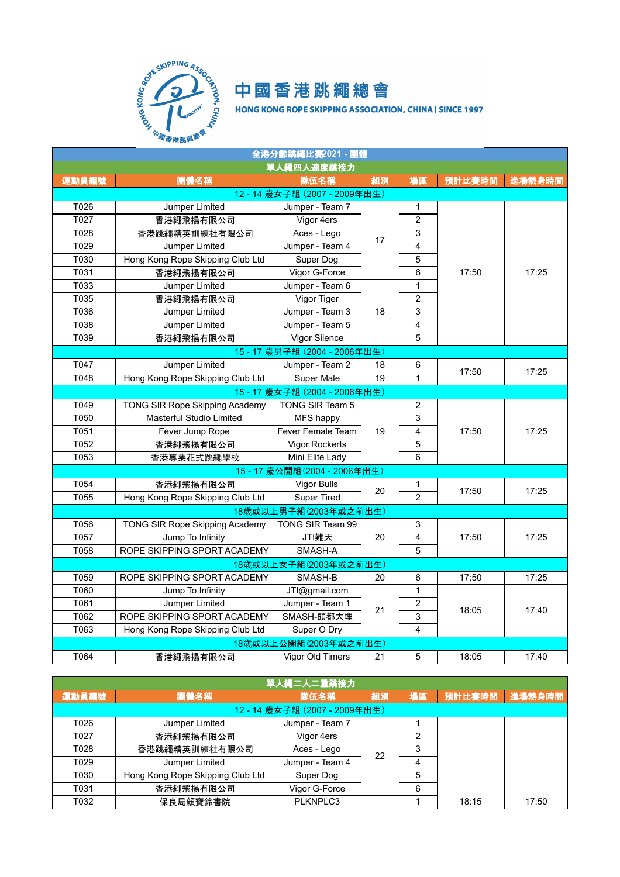# 中國香港跳繩總會

HONG KONG ROPE SKIPPING ASSOCIATION, CHINA | SINCE 1997

## 全港分齡跳繩比賽2021 - 團體

### 單人繩四人速度跳接力

| 運動員編號 | 團體名稱 | 隊伍名稱 | 組別 | 場區 | 預計比賽時間 | 進場熱身時間 |
|---|---|---|---|---|---|---|
| 12 - 14 歲女子組 (2007 - 2009年出生) | | | | | | |
| T026 | Jumper Limited | Jumper - Team 7 | 17 | 1 | 17:50 | 17:25 |
| T027 | 香港繩飛揚有限公司 | Vigor 4ers | 17 | 2 | 17:50 | 17:25 |
| T028 | 香港跳繩精英訓練社有限公司 | Aces - Lego | 17 | 3 | 17:50 | 17:25 |
| T029 | Jumper Limited | Jumper - Team 4 | 17 | 4 | 17:50 | 17:25 |
| T030 | Hong Kong Rope Skipping Club Ltd | Super Dog | 17 | 5 | 17:50 | 17:25 |
| T031 | 香港繩飛揚有限公司 | Vigor G-Force | 17 | 6 | 17:50 | 17:25 |
| T033 | Jumper Limited | Jumper - Team 6 | 18 | 1 | 17:50 | 17:25 |
| T035 | 香港繩飛揚有限公司 | Vigor Tiger | 18 | 2 | 17:50 | 17:25 |
| T036 | Jumper Limited | Jumper - Team 3 | 18 | 3 | 17:50 | 17:25 |
| T038 | Jumper Limited | Jumper - Team 5 | 18 | 4 | 17:50 | 17:25 |
| T039 | 香港繩飛揚有限公司 | Vigor Silence | 18 | 5 | 17:50 | 17:25 |
| 15 - 17 歲男子組 (2004 - 2006年出生) | | | | | | |
| T047 | Jumper Limited | Jumper - Team 2 | 18 | 6 | 17:50 | 17:25 |
| T048 | Hong Kong Rope Skipping Club Ltd | Super Male | 19 | 1 | 17:50 | 17:25 |
| 15 - 17 歲女子組 (2004 - 2006年出生) | | | | | | |
| T049 | TONG SIR Rope Skipping Academy | TONG SIR Team 5 | 19 | 2 | 17:50 | 17:25 |
| T050 | Masterful Studio Limited | MFS happy | 19 | 3 | 17:50 | 17:25 |
| T051 | Fever Jump Rope | Fever Female Team | 19 | 4 | 17:50 | 17:25 |
| T052 | 香港繩飛揚有限公司 | Vigor Rockerts | 19 | 5 | 17:50 | 17:25 |
| T053 | 香港專業花式跳繩學校 | Mini Elite Lady | 19 | 6 | 17:50 | 17:25 |
| 15 - 17 歲公開組 (2004 - 2006年出生) | | | | | | |
| T054 | 香港繩飛揚有限公司 | Vigor Bulls | 20 | 1 | 17:50 | 17:25 |
| T055 | Hong Kong Rope Skipping Club Ltd | Super Tired | 20 | 2 | 17:50 | 17:25 |
| 18歲或以上男子組 (2003年或之前出生) | | | | | | |
| T056 | TONG SIR Rope Skipping Academy | TONG SIR Team 99 | 20 | 3 | 17:50 | 17:25 |
| T057 | Jump To Infinity | JTI難天 | 20 | 4 | 17:50 | 17:25 |
| T058 | ROPE SKIPPING SPORT ACADEMY | SMASH-A | 20 | 5 | 17:50 | 17:25 |
| 18歲或以上女子組 (2003年或之前出生) | | | | | | |
| T059 | ROPE SKIPPING SPORT ACADEMY | SMASH-B | 20 | 6 | 17:50 | 17:25 |
| T060 | Jump To Infinity | JTI@gmail.com | 21 | 1 | 18:05 | 17:40 |
| T061 | Jumper Limited | Jumper - Team 1 | 21 | 2 | 18:05 | 17:40 |
| T062 | ROPE SKIPPING SPORT ACADEMY | SMASH-頭都大埋 | 21 | 3 | 18:05 | 17:40 |
| T063 | Hong Kong Rope Skipping Club Ltd | Super O Dry | 21 | 4 | 18:05 | 17:40 |
| 18歲或以上公開組 (2003年或之前出生) | | | | | | |
| T064 | 香港繩飛揚有限公司 | Vigor Old Timers | 21 | 5 | 18:05 | 17:40 |

### 單人繩二人二重跳接力

| 運動員編號 | 團體名稱 | 隊伍名稱 | 組別 | 場區 | 預計比賽時間 | 進場熱身時間 |
|---|---|---|---|---|---|---|
| 12 - 14 歲女子組 (2007 - 2009年出生) | | | | | | |
| T026 | Jumper Limited | Jumper - Team 7 | 22 | 1 | 18:15 | 17:50 |
| T027 | 香港繩飛揚有限公司 | Vigor 4ers | 22 | 2 | 18:15 | 17:50 |
| T028 | 香港跳繩精英訓練社有限公司 | Aces - Lego | 22 | 3 | 18:15 | 17:50 |
| T029 | Jumper Limited | Jumper - Team 4 | 22 | 4 | 18:15 | 17:50 |
| T030 | Hong Kong Rope Skipping Club Ltd | Super Dog | 22 | 5 | 18:15 | 17:50 |
| T031 | 香港繩飛揚有限公司 | Vigor G-Force | 22 | 6 | 18:15 | 17:50 |
| T032 | 保良局顏寶鈴書院 | PLKNPLC3 | | 1 | 18:15 | 17:50 |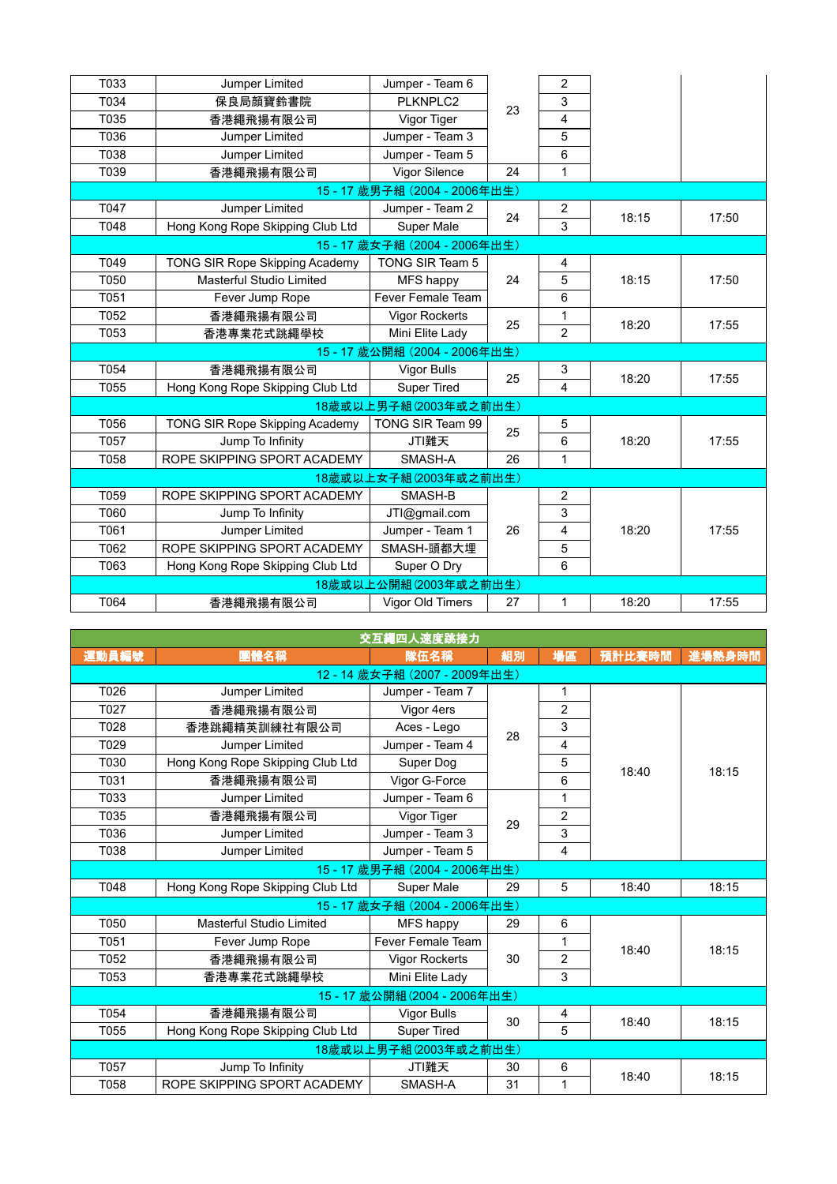| | | | | | | |
|---|---|---|---|---|---|---|
| T033 | Jumper Limited | Jumper - Team 6 | 23 | 2 | | |
| T034 | 保良局顏寶鈴書院 | PLKNPLC2 | | 3 | | |
| T035 | 香港繩飛揚有限公司 | Vigor Tiger | | 4 | | |
| T036 | Jumper Limited | Jumper - Team 3 | | 5 | | |
| T038 | Jumper Limited | Jumper - Team 5 | | 6 | | |
| T039 | 香港繩飛揚有限公司 | Vigor Silence | 24 | 1 | | |
| 15 - 17 歲男子組 (2004 - 2006年出生) | | | | | | |
| T047 | Jumper Limited | Jumper - Team 2 | 24 | 2 | 18:15 | 17:50 |
| T048 | Hong Kong Rope Skipping Club Ltd | Super Male | | 3 | | |
| 15 - 17 歲女子組 (2004 - 2006年出生) | | | | | | |
| T049 | TONG SIR Rope Skipping Academy | TONG SIR Team 5 | 24 | 4 | 18:15 | 17:50 |
| T050 | Masterful Studio Limited | MFS happy | | 5 | | |
| T051 | Fever Jump Rope | Fever Female Team | | 6 | | |
| T052 | 香港繩飛揚有限公司 | Vigor Rockerts | 25 | 1 | 18:20 | 17:55 |
| T053 | 香港專業花式跳繩學校 | Mini Elite Lady | | 2 | | |
| 15 - 17 歲公開組 (2004 - 2006年出生) | | | | | | |
| T054 | 香港繩飛揚有限公司 | Vigor Bulls | 25 | 3 | 18:20 | 17:55 |
| T055 | Hong Kong Rope Skipping Club Ltd | Super Tired | | 4 | | |
| 18歲或以上男子組 (2003年或之前出生) | | | | | | |
| T056 | TONG SIR Rope Skipping Academy | TONG SIR Team 99 | 25 | 5 | 18:20 | 17:55 |
| T057 | Jump To Infinity | JTI難天 | | 6 | | |
| T058 | ROPE SKIPPING SPORT ACADEMY | SMASH-A | 26 | 1 | | |
| 18歲或以上女子組 (2003年或之前出生) | | | | | | |
| T059 | ROPE SKIPPING SPORT ACADEMY | SMASH-B | 26 | 2 | 18:20 | 17:55 |
| T060 | Jump To Infinity | JTI@gmail.com | | 3 | | |
| T061 | Jumper Limited | Jumper - Team 1 | | 4 | | |
| T062 | ROPE SKIPPING SPORT ACADEMY | SMASH-頭都大埋 | | 5 | | |
| T063 | Hong Kong Rope Skipping Club Ltd | Super O Dry | | 6 | | |
| 18歲或以上公開組 (2003年或之前出生) | | | | | | |
| T064 | 香港繩飛揚有限公司 | Vigor Old Timers | 27 | 1 | 18:20 | 17:55 |

**交互繩四人速度跳接力**

| 運動員編號 | 團體名稱 | 隊伍名稱 | 組別 | 場區 | 預計比賽時間 | 進場熱身時間 |
|---|---|---|---|---|---|---|
| 12 - 14 歲女子組 (2007 - 2009年出生) | | | | | | |
| T026 | Jumper Limited | Jumper - Team 7 | 28 | 1 | 18:40 | 18:15 |
| T027 | 香港繩飛揚有限公司 | Vigor 4ers | | 2 | | |
| T028 | 香港跳繩精英訓練社有限公司 | Aces - Lego | | 3 | | |
| T029 | Jumper Limited | Jumper - Team 4 | | 4 | | |
| T030 | Hong Kong Rope Skipping Club Ltd | Super Dog | | 5 | | |
| T031 | 香港繩飛揚有限公司 | Vigor G-Force | | 6 | | |
| T033 | Jumper Limited | Jumper - Team 6 | 29 | 1 | | |
| T035 | 香港繩飛揚有限公司 | Vigor Tiger | | 2 | | |
| T036 | Jumper Limited | Jumper - Team 3 | | 3 | | |
| T038 | Jumper Limited | Jumper - Team 5 | | 4 | | |
| 15 - 17 歲男子組 (2004 - 2006年出生) | | | | | | |
| T048 | Hong Kong Rope Skipping Club Ltd | Super Male | 29 | 5 | 18:40 | 18:15 |
| 15 - 17 歲女子組 (2004 - 2006年出生) | | | | | | |
| T050 | Masterful Studio Limited | MFS happy | 29 | 6 | 18:40 | 18:15 |
| T051 | Fever Jump Rope | Fever Female Team | 30 | 1 | | |
| T052 | 香港繩飛揚有限公司 | Vigor Rockerts | | 2 | | |
| T053 | 香港專業花式跳繩學校 | Mini Elite Lady | | 3 | | |
| 15 - 17 歲公開組 (2004 - 2006年出生) | | | | | | |
| T054 | 香港繩飛揚有限公司 | Vigor Bulls | 30 | 4 | 18:40 | 18:15 |
| T055 | Hong Kong Rope Skipping Club Ltd | Super Tired | | 5 | | |
| 18歲或以上男子組 (2003年或之前出生) | | | | | | |
| T057 | Jump To Infinity | JTI難天 | 30 | 6 | 18:40 | 18:15 |
| T058 | ROPE SKIPPING SPORT ACADEMY | SMASH-A | 31 | 1 | | |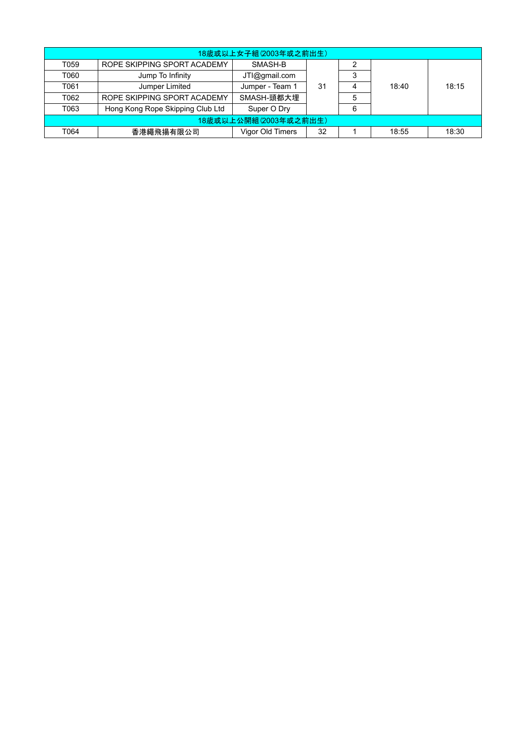| | | | | | | |
|---|---|---|---|---|---|---|
| 18歲或以上女子組(2003年或之前出生) | | | | | | |
| T059 | ROPE SKIPPING SPORT ACADEMY | SMASH-B | 31 | 2 | 18:40 | 18:15 |
| T060 | Jump To Infinity | JTI@gmail.com | | 3 | | |
| T061 | Jumper Limited | Jumper - Team 1 | | 4 | | |
| T062 | ROPE SKIPPING SPORT ACADEMY | SMASH-頭都大埋 | | 5 | | |
| T063 | Hong Kong Rope Skipping Club Ltd | Super O Dry | | 6 | | |
| 18歲或以上公開組(2003年或之前出生) | | | | | | |
| T064 | 香港繩飛揚有限公司 | Vigor Old Timers | 32 | 1 | 18:55 | 18:30 |